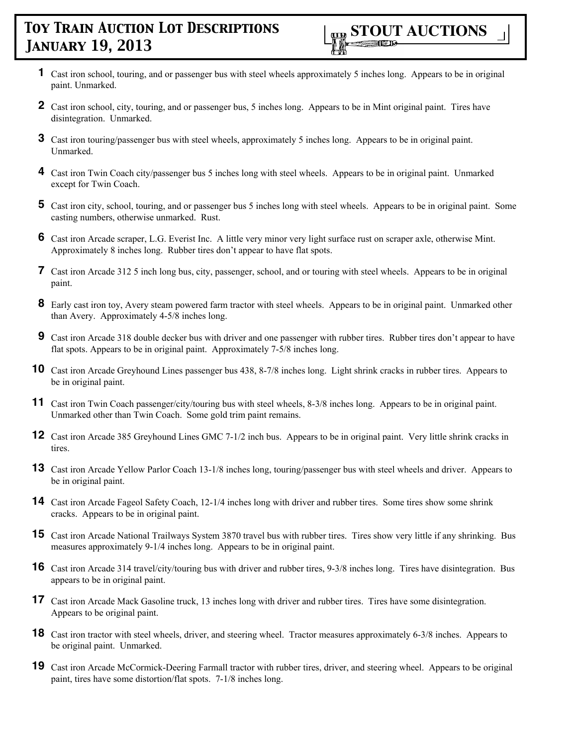# Toy Train Auction Lot Descriptions
# January 19, 2013

**STOUT AUCTIONS**

**1** Cast iron school, touring, and or passenger bus with steel wheels approximately 5 inches long. Appears to be in original paint. Unmarked.

**2** Cast iron school, city, touring, and or passenger bus, 5 inches long. Appears to be in Mint original paint. Tires have disintegration. Unmarked.

**3** Cast iron touring/passenger bus with steel wheels, approximately 5 inches long. Appears to be in original paint. Unmarked.

**4** Cast iron Twin Coach city/passenger bus 5 inches long with steel wheels. Appears to be in original paint. Unmarked except for Twin Coach.

**5** Cast iron city, school, touring, and or passenger bus 5 inches long with steel wheels. Appears to be in original paint. Some casting numbers, otherwise unmarked. Rust.

**6** Cast iron Arcade scraper, L.G. Everist Inc. A little very minor very light surface rust on scraper axle, otherwise Mint. Approximately 8 inches long. Rubber tires don't appear to have flat spots.

**7** Cast iron Arcade 312 5 inch long bus, city, passenger, school, and or touring with steel wheels. Appears to be in original paint.

**8** Early cast iron toy, Avery steam powered farm tractor with steel wheels. Appears to be in original paint. Unmarked other than Avery. Approximately 4-5/8 inches long.

**9** Cast iron Arcade 318 double decker bus with driver and one passenger with rubber tires. Rubber tires don't appear to have flat spots. Appears to be in original paint. Approximately 7-5/8 inches long.

**10** Cast iron Arcade Greyhound Lines passenger bus 438, 8-7/8 inches long. Light shrink cracks in rubber tires. Appears to be in original paint.

**11** Cast iron Twin Coach passenger/city/touring bus with steel wheels, 8-3/8 inches long. Appears to be in original paint. Unmarked other than Twin Coach. Some gold trim paint remains.

**12** Cast iron Arcade 385 Greyhound Lines GMC 7-1/2 inch bus. Appears to be in original paint. Very little shrink cracks in tires.

**13** Cast iron Arcade Yellow Parlor Coach 13-1/8 inches long, touring/passenger bus with steel wheels and driver. Appears to be in original paint.

**14** Cast iron Arcade Fageol Safety Coach, 12-1/4 inches long with driver and rubber tires. Some tires show some shrink cracks. Appears to be in original paint.

**15** Cast iron Arcade National Trailways System 3870 travel bus with rubber tires. Tires show very little if any shrinking. Bus measures approximately 9-1/4 inches long. Appears to be in original paint.

**16** Cast iron Arcade 314 travel/city/touring bus with driver and rubber tires, 9-3/8 inches long. Tires have disintegration. Bus appears to be in original paint.

**17** Cast iron Arcade Mack Gasoline truck, 13 inches long with driver and rubber tires. Tires have some disintegration. Appears to be original paint.

**18** Cast iron tractor with steel wheels, driver, and steering wheel. Tractor measures approximately 6-3/8 inches. Appears to be original paint. Unmarked.

**19** Cast iron Arcade McCormick-Deering Farmall tractor with rubber tires, driver, and steering wheel. Appears to be original paint, tires have some distortion/flat spots. 7-1/8 inches long.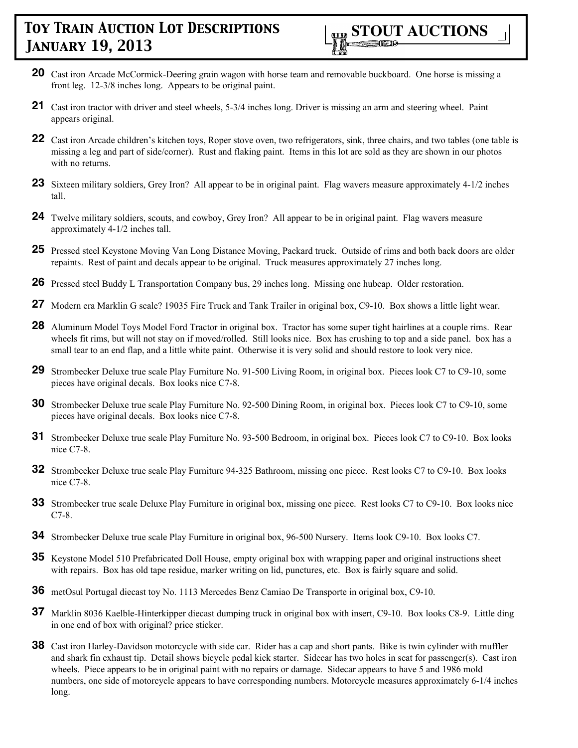**20** Cast iron Arcade McCormick-Deering grain wagon with horse team and removable buckboard. One horse is missing a front leg. 12-3/8 inches long. Appears to be original paint.

**21** Cast iron tractor with driver and steel wheels, 5-3/4 inches long. Driver is missing an arm and steering wheel. Paint appears original.

**22** Cast iron Arcade children's kitchen toys, Roper stove oven, two refrigerators, sink, three chairs, and two tables (one table is missing a leg and part of side/corner). Rust and flaking paint. Items in this lot are sold as they are shown in our photos with no returns.

**23** Sixteen military soldiers, Grey Iron? All appear to be in original paint. Flag wavers measure approximately 4-1/2 inches tall.

**24** Twelve military soldiers, scouts, and cowboy, Grey Iron? All appear to be in original paint. Flag wavers measure approximately 4-1/2 inches tall.

**25** Pressed steel Keystone Moving Van Long Distance Moving, Packard truck. Outside of rims and both back doors are older repaints. Rest of paint and decals appear to be original. Truck measures approximately 27 inches long.

**26** Pressed steel Buddy L Transportation Company bus, 29 inches long. Missing one hubcap. Older restoration.

**27** Modern era Marklin G scale? 19035 Fire Truck and Tank Trailer in original box, C9-10. Box shows a little light wear.

**28** Aluminum Model Toys Model Ford Tractor in original box. Tractor has some super tight hairlines at a couple rims. Rear wheels fit rims, but will not stay on if moved/rolled. Still looks nice. Box has crushing to top and a side panel. box has a small tear to an end flap, and a little white paint. Otherwise it is very solid and should restore to look very nice.

**29** Strombecker Deluxe true scale Play Furniture No. 91-500 Living Room, in original box. Pieces look C7 to C9-10, some pieces have original decals. Box looks nice C7-8.

**30** Strombecker Deluxe true scale Play Furniture No. 92-500 Dining Room, in original box. Pieces look C7 to C9-10, some pieces have original decals. Box looks nice C7-8.

**31** Strombecker Deluxe true scale Play Furniture No. 93-500 Bedroom, in original box. Pieces look C7 to C9-10. Box looks nice C7-8.

**32** Strombecker Deluxe true scale Play Furniture 94-325 Bathroom, missing one piece. Rest looks C7 to C9-10. Box looks nice C7-8.

**33** Strombecker true scale Deluxe Play Furniture in original box, missing one piece. Rest looks C7 to C9-10. Box looks nice C7-8.

**34** Strombecker Deluxe true scale Play Furniture in original box, 96-500 Nursery. Items look C9-10. Box looks C7.

**35** Keystone Model 510 Prefabricated Doll House, empty original box with wrapping paper and original instructions sheet with repairs. Box has old tape residue, marker writing on lid, punctures, etc. Box is fairly square and solid.

**36** metOsul Portugal diecast toy No. 1113 Mercedes Benz Camiao De Transporte in original box, C9-10.

**37** Marklin 8036 Kaelble-Hinterkipper diecast dumping truck in original box with insert, C9-10. Box looks C8-9. Little ding in one end of box with original? price sticker.

**38** Cast iron Harley-Davidson motorcycle with side car. Rider has a cap and short pants. Bike is twin cylinder with muffler and shark fin exhaust tip. Detail shows bicycle pedal kick starter. Sidecar has two holes in seat for passenger(s). Cast iron wheels. Piece appears to be in original paint with no repairs or damage. Sidecar appears to have 5 and 1986 mold numbers, one side of motorcycle appears to have corresponding numbers. Motorcycle measures approximately 6-1/4 inches long.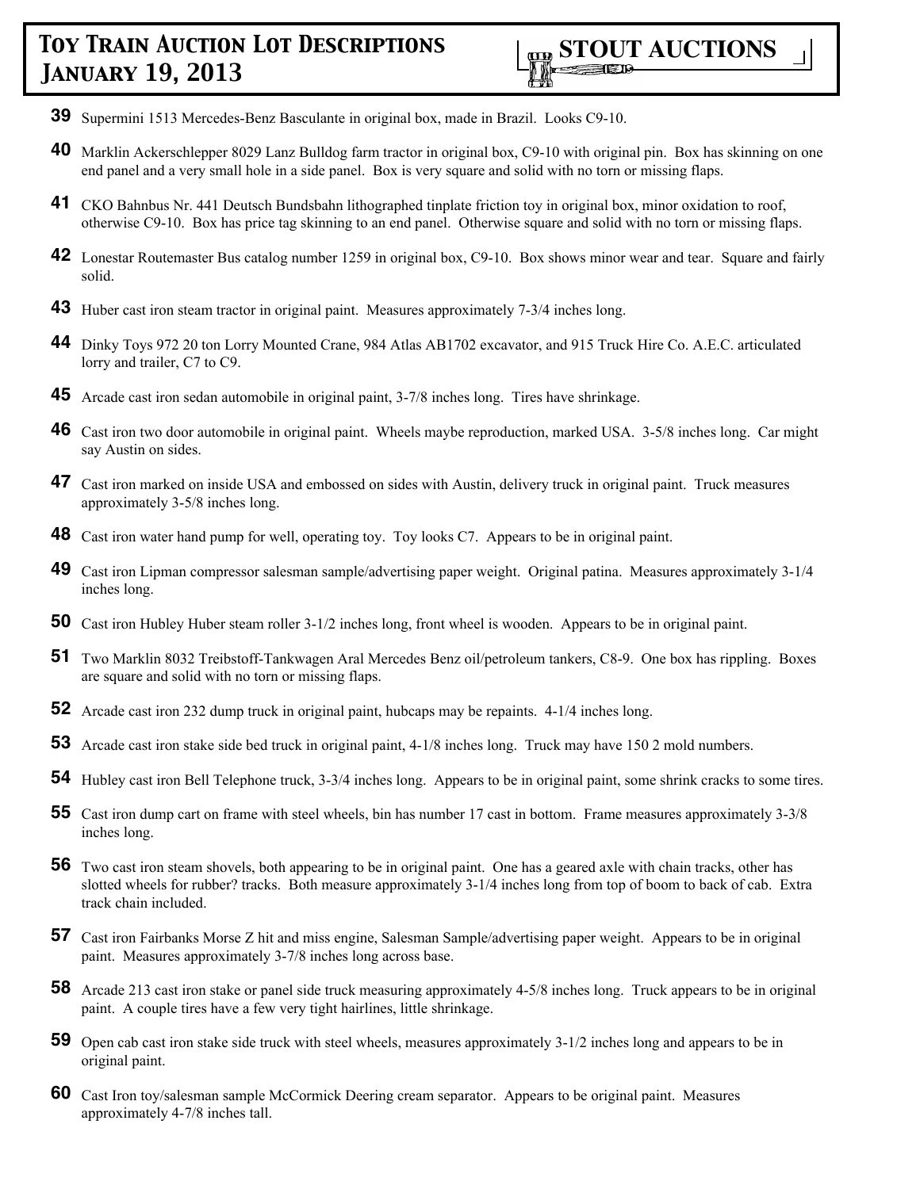**39** Supermini 1513 Mercedes-Benz Basculante in original box, made in Brazil. Looks C9-10.

**40** Marklin Ackerschlepper 8029 Lanz Bulldog farm tractor in original box, C9-10 with original pin. Box has skinning on one end panel and a very small hole in a side panel. Box is very square and solid with no torn or missing flaps.

**41** CKO Bahnbus Nr. 441 Deutsch Bundsbahn lithographed tinplate friction toy in original box, minor oxidation to roof, otherwise C9-10. Box has price tag skinning to an end panel. Otherwise square and solid with no torn or missing flaps.

**42** Lonestar Routemaster Bus catalog number 1259 in original box, C9-10. Box shows minor wear and tear. Square and fairly solid.

**43** Huber cast iron steam tractor in original paint. Measures approximately 7-3/4 inches long.

**44** Dinky Toys 972 20 ton Lorry Mounted Crane, 984 Atlas AB1702 excavator, and 915 Truck Hire Co. A.E.C. articulated lorry and trailer, C7 to C9.

**45** Arcade cast iron sedan automobile in original paint, 3-7/8 inches long. Tires have shrinkage.

**46** Cast iron two door automobile in original paint. Wheels maybe reproduction, marked USA. 3-5/8 inches long. Car might say Austin on sides.

**47** Cast iron marked on inside USA and embossed on sides with Austin, delivery truck in original paint. Truck measures approximately 3-5/8 inches long.

**48** Cast iron water hand pump for well, operating toy. Toy looks C7. Appears to be in original paint.

**49** Cast iron Lipman compressor salesman sample/advertising paper weight. Original patina. Measures approximately 3-1/4 inches long.

**50** Cast iron Hubley Huber steam roller 3-1/2 inches long, front wheel is wooden. Appears to be in original paint.

**51** Two Marklin 8032 Treibstoff-Tankwagen Aral Mercedes Benz oil/petroleum tankers, C8-9. One box has rippling. Boxes are square and solid with no torn or missing flaps.

**52** Arcade cast iron 232 dump truck in original paint, hubcaps may be repaints. 4-1/4 inches long.

**53** Arcade cast iron stake side bed truck in original paint, 4-1/8 inches long. Truck may have 150 2 mold numbers.

**54** Hubley cast iron Bell Telephone truck, 3-3/4 inches long. Appears to be in original paint, some shrink cracks to some tires.

**55** Cast iron dump cart on frame with steel wheels, bin has number 17 cast in bottom. Frame measures approximately 3-3/8 inches long.

**56** Two cast iron steam shovels, both appearing to be in original paint. One has a geared axle with chain tracks, other has slotted wheels for rubber? tracks. Both measure approximately 3-1/4 inches long from top of boom to back of cab. Extra track chain included.

**57** Cast iron Fairbanks Morse Z hit and miss engine, Salesman Sample/advertising paper weight. Appears to be in original paint. Measures approximately 3-7/8 inches long across base.

**58** Arcade 213 cast iron stake or panel side truck measuring approximately 4-5/8 inches long. Truck appears to be in original paint. A couple tires have a few very tight hairlines, little shrinkage.

**59** Open cab cast iron stake side truck with steel wheels, measures approximately 3-1/2 inches long and appears to be in original paint.

**60** Cast Iron toy/salesman sample McCormick Deering cream separator. Appears to be original paint. Measures approximately 4-7/8 inches tall.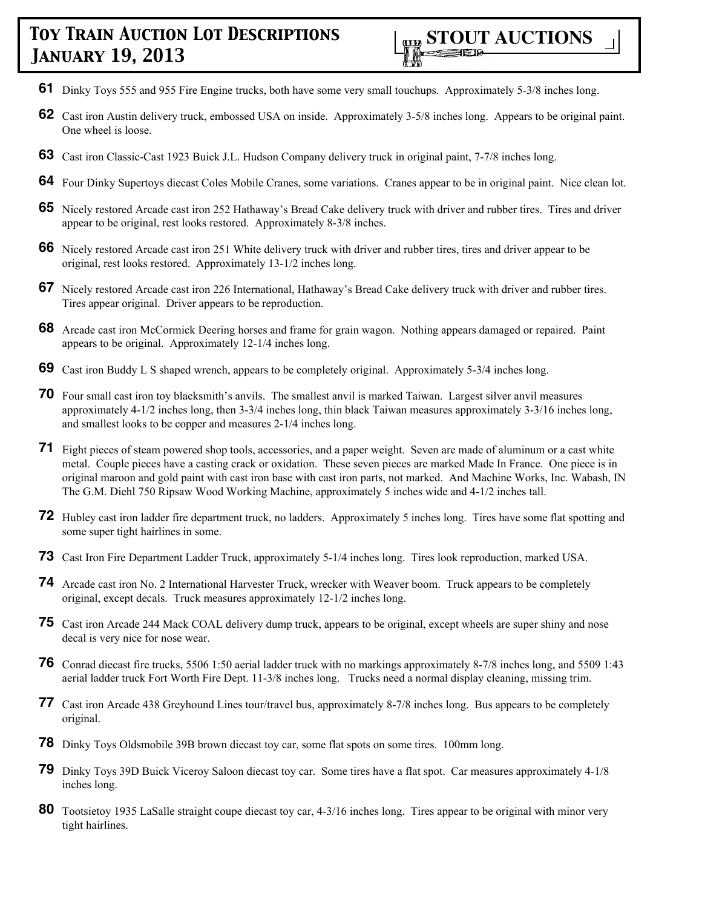**61** Dinky Toys 555 and 955 Fire Engine trucks, both have some very small touchups. Approximately 5-3/8 inches long.

**62** Cast iron Austin delivery truck, embossed USA on inside. Approximately 3-5/8 inches long. Appears to be original paint. One wheel is loose.

**63** Cast iron Classic-Cast 1923 Buick J.L. Hudson Company delivery truck in original paint, 7-7/8 inches long.

**64** Four Dinky Supertoys diecast Coles Mobile Cranes, some variations. Cranes appear to be in original paint. Nice clean lot.

**65** Nicely restored Arcade cast iron 252 Hathaway's Bread Cake delivery truck with driver and rubber tires. Tires and driver appear to be original, rest looks restored. Approximately 8-3/8 inches.

**66** Nicely restored Arcade cast iron 251 White delivery truck with driver and rubber tires, tires and driver appear to be original, rest looks restored. Approximately 13-1/2 inches long.

**67** Nicely restored Arcade cast iron 226 International, Hathaway's Bread Cake delivery truck with driver and rubber tires. Tires appear original. Driver appears to be reproduction.

**68** Arcade cast iron McCormick Deering horses and frame for grain wagon. Nothing appears damaged or repaired. Paint appears to be original. Approximately 12-1/4 inches long.

**69** Cast iron Buddy L S shaped wrench, appears to be completely original. Approximately 5-3/4 inches long.

**70** Four small cast iron toy blacksmith's anvils. The smallest anvil is marked Taiwan. Largest silver anvil measures approximately 4-1/2 inches long, then 3-3/4 inches long, thin black Taiwan measures approximately 3-3/16 inches long, and smallest looks to be copper and measures 2-1/4 inches long.

**71** Eight pieces of steam powered shop tools, accessories, and a paper weight. Seven are made of aluminum or a cast white metal. Couple pieces have a casting crack or oxidation. These seven pieces are marked Made In France. One piece is in original maroon and gold paint with cast iron base with cast iron parts, not marked. And Machine Works, Inc. Wabash, IN The G.M. Diehl 750 Ripsaw Wood Working Machine, approximately 5 inches wide and 4-1/2 inches tall.

**72** Hubley cast iron ladder fire department truck, no ladders. Approximately 5 inches long. Tires have some flat spotting and some super tight hairlines in some.

**73** Cast Iron Fire Department Ladder Truck, approximately 5-1/4 inches long. Tires look reproduction, marked USA.

**74** Arcade cast iron No. 2 International Harvester Truck, wrecker with Weaver boom. Truck appears to be completely original, except decals. Truck measures approximately 12-1/2 inches long.

**75** Cast iron Arcade 244 Mack COAL delivery dump truck, appears to be original, except wheels are super shiny and nose decal is very nice for nose wear.

**76** Conrad diecast fire trucks, 5506 1:50 aerial ladder truck with no markings approximately 8-7/8 inches long, and 5509 1:43 aerial ladder truck Fort Worth Fire Dept. 11-3/8 inches long. Trucks need a normal display cleaning, missing trim.

**77** Cast iron Arcade 438 Greyhound Lines tour/travel bus, approximately 8-7/8 inches long. Bus appears to be completely original.

**78** Dinky Toys Oldsmobile 39B brown diecast toy car, some flat spots on some tires. 100mm long.

**79** Dinky Toys 39D Buick Viceroy Saloon diecast toy car. Some tires have a flat spot. Car measures approximately 4-1/8 inches long.

**80** Tootsietoy 1935 LaSalle straight coupe diecast toy car, 4-3/16 inches long. Tires appear to be original with minor very tight hairlines.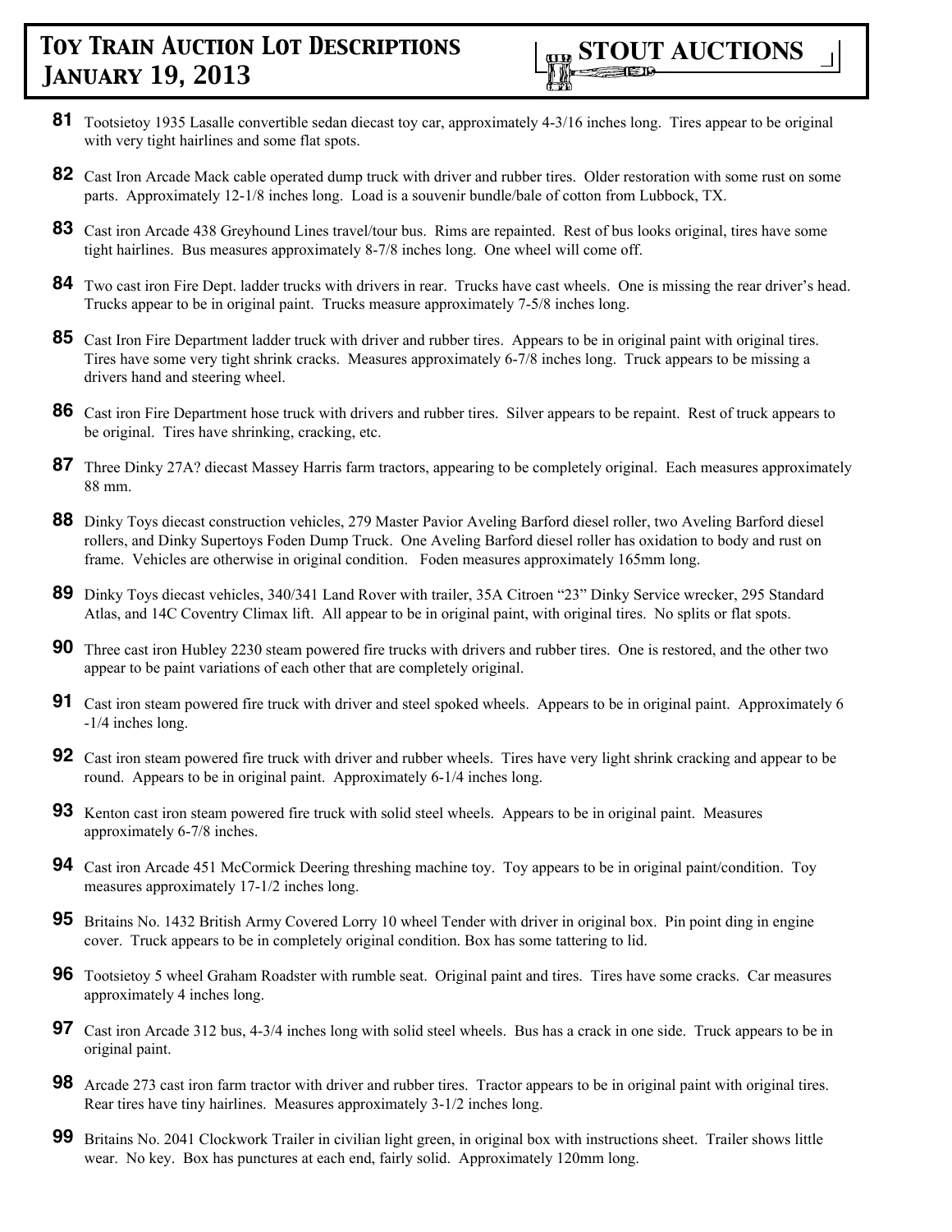**81** Tootsietoy 1935 Lasalle convertible sedan diecast toy car, approximately 4-3/16 inches long. Tires appear to be original with very tight hairlines and some flat spots.

**82** Cast Iron Arcade Mack cable operated dump truck with driver and rubber tires. Older restoration with some rust on some parts. Approximately 12-1/8 inches long. Load is a souvenir bundle/bale of cotton from Lubbock, TX.

**83** Cast iron Arcade 438 Greyhound Lines travel/tour bus. Rims are repainted. Rest of bus looks original, tires have some tight hairlines. Bus measures approximately 8-7/8 inches long. One wheel will come off.

**84** Two cast iron Fire Dept. ladder trucks with drivers in rear. Trucks have cast wheels. One is missing the rear driver's head. Trucks appear to be in original paint. Trucks measure approximately 7-5/8 inches long.

**85** Cast Iron Fire Department ladder truck with driver and rubber tires. Appears to be in original paint with original tires. Tires have some very tight shrink cracks. Measures approximately 6-7/8 inches long. Truck appears to be missing a drivers hand and steering wheel.

**86** Cast iron Fire Department hose truck with drivers and rubber tires. Silver appears to be repaint. Rest of truck appears to be original. Tires have shrinking, cracking, etc.

**87** Three Dinky 27A? diecast Massey Harris farm tractors, appearing to be completely original. Each measures approximately 88 mm.

**88** Dinky Toys diecast construction vehicles, 279 Master Pavior Aveling Barford diesel roller, two Aveling Barford diesel rollers, and Dinky Supertoys Foden Dump Truck. One Aveling Barford diesel roller has oxidation to body and rust on frame. Vehicles are otherwise in original condition. Foden measures approximately 165mm long.

**89** Dinky Toys diecast vehicles, 340/341 Land Rover with trailer, 35A Citroen "23" Dinky Service wrecker, 295 Standard Atlas, and 14C Coventry Climax lift. All appear to be in original paint, with original tires. No splits or flat spots.

**90** Three cast iron Hubley 2230 steam powered fire trucks with drivers and rubber tires. One is restored, and the other two appear to be paint variations of each other that are completely original.

**91** Cast iron steam powered fire truck with driver and steel spoked wheels. Appears to be in original paint. Approximately 6 -1/4 inches long.

**92** Cast iron steam powered fire truck with driver and rubber wheels. Tires have very light shrink cracking and appear to be round. Appears to be in original paint. Approximately 6-1/4 inches long.

**93** Kenton cast iron steam powered fire truck with solid steel wheels. Appears to be in original paint. Measures approximately 6-7/8 inches.

**94** Cast iron Arcade 451 McCormick Deering threshing machine toy. Toy appears to be in original paint/condition. Toy measures approximately 17-1/2 inches long.

**95** Britains No. 1432 British Army Covered Lorry 10 wheel Tender with driver in original box. Pin point ding in engine cover. Truck appears to be in completely original condition. Box has some tattering to lid.

**96** Tootsietoy 5 wheel Graham Roadster with rumble seat. Original paint and tires. Tires have some cracks. Car measures approximately 4 inches long.

**97** Cast iron Arcade 312 bus, 4-3/4 inches long with solid steel wheels. Bus has a crack in one side. Truck appears to be in original paint.

**98** Arcade 273 cast iron farm tractor with driver and rubber tires. Tractor appears to be in original paint with original tires. Rear tires have tiny hairlines. Measures approximately 3-1/2 inches long.

**99** Britains No. 2041 Clockwork Trailer in civilian light green, in original box with instructions sheet. Trailer shows little wear. No key. Box has punctures at each end, fairly solid. Approximately 120mm long.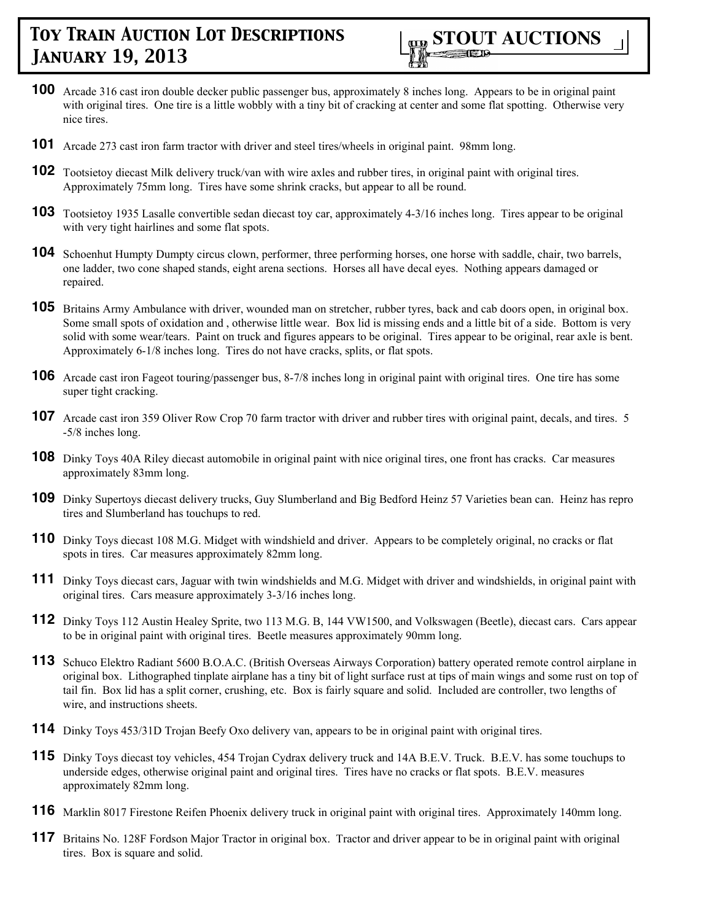# Toy Train Auction Lot Descriptions January 19, 2013

**STOUT AUCTIONS**

**100** Arcade 316 cast iron double decker public passenger bus, approximately 8 inches long. Appears to be in original paint with original tires. One tire is a little wobbly with a tiny bit of cracking at center and some flat spotting. Otherwise very nice tires.

**101** Arcade 273 cast iron farm tractor with driver and steel tires/wheels in original paint. 98mm long.

**102** Tootsietoy diecast Milk delivery truck/van with wire axles and rubber tires, in original paint with original tires. Approximately 75mm long. Tires have some shrink cracks, but appear to all be round.

**103** Tootsietoy 1935 Lasalle convertible sedan diecast toy car, approximately 4-3/16 inches long. Tires appear to be original with very tight hairlines and some flat spots.

**104** Schoenhut Humpty Dumpty circus clown, performer, three performing horses, one horse with saddle, chair, two barrels, one ladder, two cone shaped stands, eight arena sections. Horses all have decal eyes. Nothing appears damaged or repaired.

**105** Britains Army Ambulance with driver, wounded man on stretcher, rubber tyres, back and cab doors open, in original box. Some small spots of oxidation and , otherwise little wear. Box lid is missing ends and a little bit of a side. Bottom is very solid with some wear/tears. Paint on truck and figures appears to be original. Tires appear to be original, rear axle is bent. Approximately 6-1/8 inches long. Tires do not have cracks, splits, or flat spots.

**106** Arcade cast iron Fageot touring/passenger bus, 8-7/8 inches long in original paint with original tires. One tire has some super tight cracking.

**107** Arcade cast iron 359 Oliver Row Crop 70 farm tractor with driver and rubber tires with original paint, decals, and tires. 5 -5/8 inches long.

**108** Dinky Toys 40A Riley diecast automobile in original paint with nice original tires, one front has cracks. Car measures approximately 83mm long.

**109** Dinky Supertoys diecast delivery trucks, Guy Slumberland and Big Bedford Heinz 57 Varieties bean can. Heinz has repro tires and Slumberland has touchups to red.

**110** Dinky Toys diecast 108 M.G. Midget with windshield and driver. Appears to be completely original, no cracks or flat spots in tires. Car measures approximately 82mm long.

**111** Dinky Toys diecast cars, Jaguar with twin windshields and M.G. Midget with driver and windshields, in original paint with original tires. Cars measure approximately 3-3/16 inches long.

**112** Dinky Toys 112 Austin Healey Sprite, two 113 M.G. B, 144 VW1500, and Volkswagen (Beetle), diecast cars. Cars appear to be in original paint with original tires. Beetle measures approximately 90mm long.

**113** Schuco Elektro Radiant 5600 B.O.A.C. (British Overseas Airways Corporation) battery operated remote control airplane in original box. Lithographed tinplate airplane has a tiny bit of light surface rust at tips of main wings and some rust on top of tail fin. Box lid has a split corner, crushing, etc. Box is fairly square and solid. Included are controller, two lengths of wire, and instructions sheets.

**114** Dinky Toys 453/31D Trojan Beefy Oxo delivery van, appears to be in original paint with original tires.

**115** Dinky Toys diecast toy vehicles, 454 Trojan Cydrax delivery truck and 14A B.E.V. Truck. B.E.V. has some touchups to underside edges, otherwise original paint and original tires. Tires have no cracks or flat spots. B.E.V. measures approximately 82mm long.

**116** Marklin 8017 Firestone Reifen Phoenix delivery truck in original paint with original tires. Approximately 140mm long.

**117** Britains No. 128F Fordson Major Tractor in original box. Tractor and driver appear to be in original paint with original tires. Box is square and solid.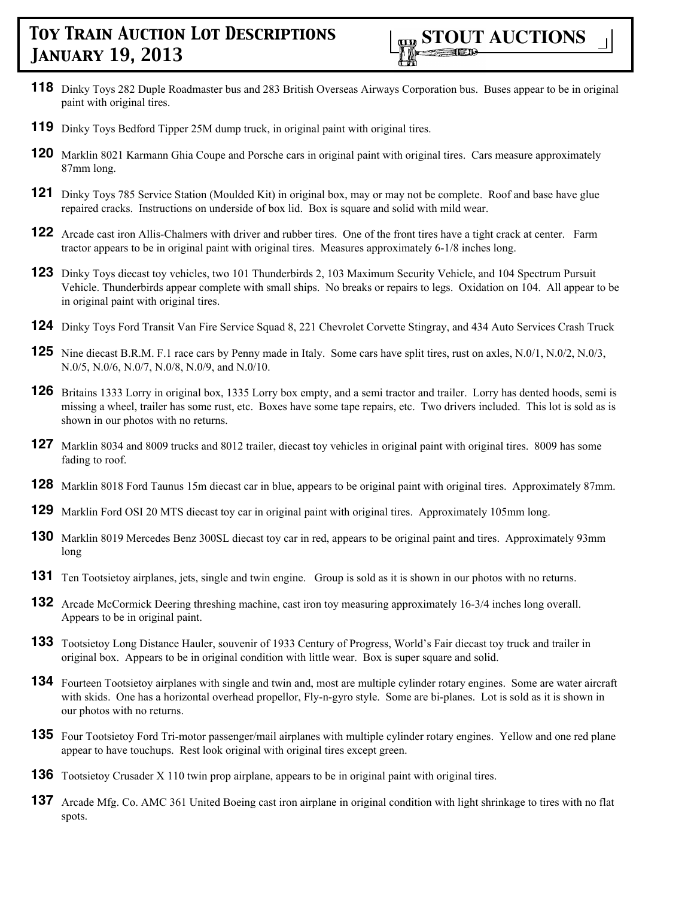**118** Dinky Toys 282 Duple Roadmaster bus and 283 British Overseas Airways Corporation bus. Buses appear to be in original paint with original tires.

**119** Dinky Toys Bedford Tipper 25M dump truck, in original paint with original tires.

**120** Marklin 8021 Karmann Ghia Coupe and Porsche cars in original paint with original tires. Cars measure approximately 87mm long.

**121** Dinky Toys 785 Service Station (Moulded Kit) in original box, may or may not be complete. Roof and base have glue repaired cracks. Instructions on underside of box lid. Box is square and solid with mild wear.

**122** Arcade cast iron Allis-Chalmers with driver and rubber tires. One of the front tires have a tight crack at center. Farm tractor appears to be in original paint with original tires. Measures approximately 6-1/8 inches long.

**123** Dinky Toys diecast toy vehicles, two 101 Thunderbirds 2, 103 Maximum Security Vehicle, and 104 Spectrum Pursuit Vehicle. Thunderbirds appear complete with small ships. No breaks or repairs to legs. Oxidation on 104. All appear to be in original paint with original tires.

**124** Dinky Toys Ford Transit Van Fire Service Squad 8, 221 Chevrolet Corvette Stingray, and 434 Auto Services Crash Truck

**125** Nine diecast B.R.M. F.1 race cars by Penny made in Italy. Some cars have split tires, rust on axles, N.0/1, N.0/2, N.0/3, N.0/5, N.0/6, N.0/7, N.0/8, N.0/9, and N.0/10.

**126** Britains 1333 Lorry in original box, 1335 Lorry box empty, and a semi tractor and trailer. Lorry has dented hoods, semi is missing a wheel, trailer has some rust, etc. Boxes have some tape repairs, etc. Two drivers included. This lot is sold as is shown in our photos with no returns.

**127** Marklin 8034 and 8009 trucks and 8012 trailer, diecast toy vehicles in original paint with original tires. 8009 has some fading to roof.

**128** Marklin 8018 Ford Taunus 15m diecast car in blue, appears to be original paint with original tires. Approximately 87mm.

**129** Marklin Ford OSI 20 MTS diecast toy car in original paint with original tires. Approximately 105mm long.

**130** Marklin 8019 Mercedes Benz 300SL diecast toy car in red, appears to be original paint and tires. Approximately 93mm long

**131** Ten Tootsietoy airplanes, jets, single and twin engine. Group is sold as it is shown in our photos with no returns.

**132** Arcade McCormick Deering threshing machine, cast iron toy measuring approximately 16-3/4 inches long overall. Appears to be in original paint.

**133** Tootsietoy Long Distance Hauler, souvenir of 1933 Century of Progress, World's Fair diecast toy truck and trailer in original box. Appears to be in original condition with little wear. Box is super square and solid.

**134** Fourteen Tootsietoy airplanes with single and twin and, most are multiple cylinder rotary engines. Some are water aircraft with skids. One has a horizontal overhead propellor, Fly-n-gyro style. Some are bi-planes. Lot is sold as it is shown in our photos with no returns.

**135** Four Tootsietoy Ford Tri-motor passenger/mail airplanes with multiple cylinder rotary engines. Yellow and one red plane appear to have touchups. Rest look original with original tires except green.

**136** Tootsietoy Crusader X 110 twin prop airplane, appears to be in original paint with original tires.

**137** Arcade Mfg. Co. AMC 361 United Boeing cast iron airplane in original condition with light shrinkage to tires with no flat spots.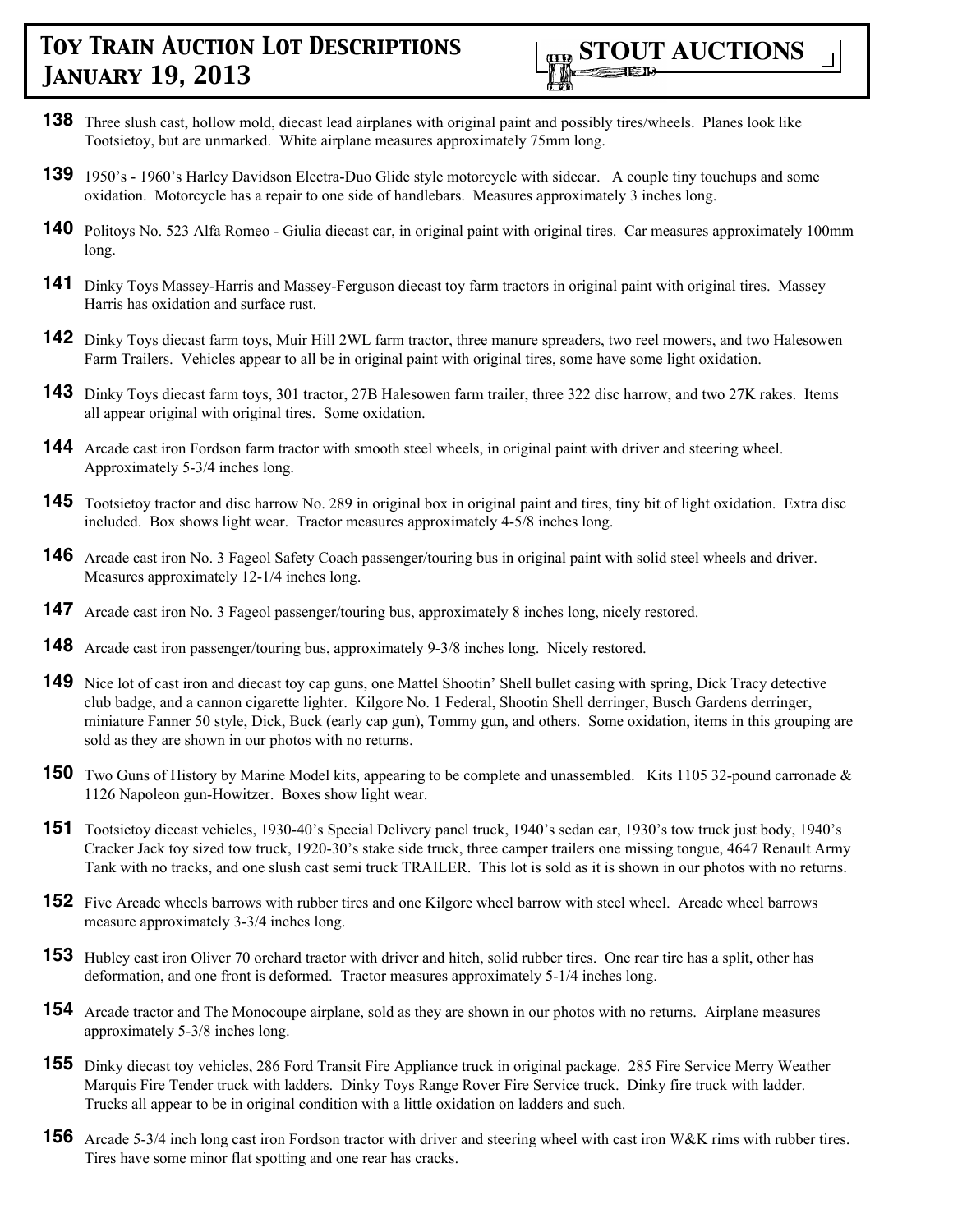**138** Three slush cast, hollow mold, diecast lead airplanes with original paint and possibly tires/wheels. Planes look like Tootsietoy, but are unmarked. White airplane measures approximately 75mm long.

**139** 1950's - 1960's Harley Davidson Electra-Duo Glide style motorcycle with sidecar. A couple tiny touchups and some oxidation. Motorcycle has a repair to one side of handlebars. Measures approximately 3 inches long.

**140** Politoys No. 523 Alfa Romeo - Giulia diecast car, in original paint with original tires. Car measures approximately 100mm long.

**141** Dinky Toys Massey-Harris and Massey-Ferguson diecast toy farm tractors in original paint with original tires. Massey Harris has oxidation and surface rust.

**142** Dinky Toys diecast farm toys, Muir Hill 2WL farm tractor, three manure spreaders, two reel mowers, and two Halesowen Farm Trailers. Vehicles appear to all be in original paint with original tires, some have some light oxidation.

**143** Dinky Toys diecast farm toys, 301 tractor, 27B Halesowen farm trailer, three 322 disc harrow, and two 27K rakes. Items all appear original with original tires. Some oxidation.

**144** Arcade cast iron Fordson farm tractor with smooth steel wheels, in original paint with driver and steering wheel. Approximately 5-3/4 inches long.

**145** Tootsietoy tractor and disc harrow No. 289 in original box in original paint and tires, tiny bit of light oxidation. Extra disc included. Box shows light wear. Tractor measures approximately 4-5/8 inches long.

**146** Arcade cast iron No. 3 Fageol Safety Coach passenger/touring bus in original paint with solid steel wheels and driver. Measures approximately 12-1/4 inches long.

**147** Arcade cast iron No. 3 Fageol passenger/touring bus, approximately 8 inches long, nicely restored.

**148** Arcade cast iron passenger/touring bus, approximately 9-3/8 inches long. Nicely restored.

**149** Nice lot of cast iron and diecast toy cap guns, one Mattel Shootin' Shell bullet casing with spring, Dick Tracy detective club badge, and a cannon cigarette lighter. Kilgore No. 1 Federal, Shootin Shell derringer, Busch Gardens derringer, miniature Fanner 50 style, Dick, Buck (early cap gun), Tommy gun, and others. Some oxidation, items in this grouping are sold as they are shown in our photos with no returns.

**150** Two Guns of History by Marine Model kits, appearing to be complete and unassembled. Kits 1105 32-pound carronade & 1126 Napoleon gun-Howitzer. Boxes show light wear.

**151** Tootsietoy diecast vehicles, 1930-40's Special Delivery panel truck, 1940's sedan car, 1930's tow truck just body, 1940's Cracker Jack toy sized tow truck, 1920-30's stake side truck, three camper trailers one missing tongue, 4647 Renault Army Tank with no tracks, and one slush cast semi truck TRAILER. This lot is sold as it is shown in our photos with no returns.

**152** Five Arcade wheels barrows with rubber tires and one Kilgore wheel barrow with steel wheel. Arcade wheel barrows measure approximately 3-3/4 inches long.

**153** Hubley cast iron Oliver 70 orchard tractor with driver and hitch, solid rubber tires. One rear tire has a split, other has deformation, and one front is deformed. Tractor measures approximately 5-1/4 inches long.

**154** Arcade tractor and The Monocoupe airplane, sold as they are shown in our photos with no returns. Airplane measures approximately 5-3/8 inches long.

**155** Dinky diecast toy vehicles, 286 Ford Transit Fire Appliance truck in original package. 285 Fire Service Merry Weather Marquis Fire Tender truck with ladders. Dinky Toys Range Rover Fire Service truck. Dinky fire truck with ladder. Trucks all appear to be in original condition with a little oxidation on ladders and such.

**156** Arcade 5-3/4 inch long cast iron Fordson tractor with driver and steering wheel with cast iron W&K rims with rubber tires. Tires have some minor flat spotting and one rear has cracks.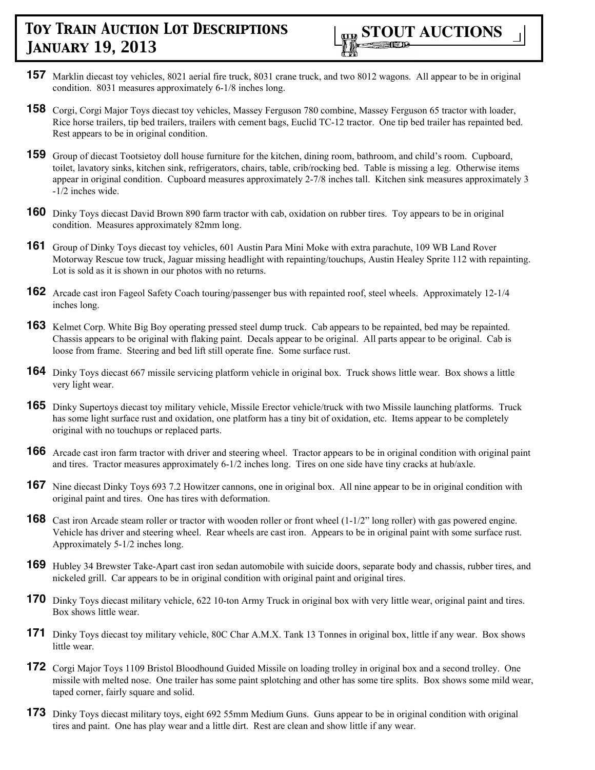**157** Marklin diecast toy vehicles, 8021 aerial fire truck, 8031 crane truck, and two 8012 wagons. All appear to be in original condition. 8031 measures approximately 6-1/8 inches long.

**158** Corgi, Corgi Major Toys diecast toy vehicles, Massey Ferguson 780 combine, Massey Ferguson 65 tractor with loader, Rice horse trailers, tip bed trailers, trailers with cement bags, Euclid TC-12 tractor. One tip bed trailer has repainted bed. Rest appears to be in original condition.

**159** Group of diecast Tootsietoy doll house furniture for the kitchen, dining room, bathroom, and child's room. Cupboard, toilet, lavatory sinks, kitchen sink, refrigerators, chairs, table, crib/rocking bed. Table is missing a leg. Otherwise items appear in original condition. Cupboard measures approximately 2-7/8 inches tall. Kitchen sink measures approximately 3 -1/2 inches wide.

**160** Dinky Toys diecast David Brown 890 farm tractor with cab, oxidation on rubber tires. Toy appears to be in original condition. Measures approximately 82mm long.

**161** Group of Dinky Toys diecast toy vehicles, 601 Austin Para Mini Moke with extra parachute, 109 WB Land Rover Motorway Rescue tow truck, Jaguar missing headlight with repainting/touchups, Austin Healey Sprite 112 with repainting. Lot is sold as it is shown in our photos with no returns.

**162** Arcade cast iron Fageol Safety Coach touring/passenger bus with repainted roof, steel wheels. Approximately 12-1/4 inches long.

**163** Kelmet Corp. White Big Boy operating pressed steel dump truck. Cab appears to be repainted, bed may be repainted. Chassis appears to be original with flaking paint. Decals appear to be original. All parts appear to be original. Cab is loose from frame. Steering and bed lift still operate fine. Some surface rust.

**164** Dinky Toys diecast 667 missile servicing platform vehicle in original box. Truck shows little wear. Box shows a little very light wear.

**165** Dinky Supertoys diecast toy military vehicle, Missile Erector vehicle/truck with two Missile launching platforms. Truck has some light surface rust and oxidation, one platform has a tiny bit of oxidation, etc. Items appear to be completely original with no touchups or replaced parts.

**166** Arcade cast iron farm tractor with driver and steering wheel. Tractor appears to be in original condition with original paint and tires. Tractor measures approximately 6-1/2 inches long. Tires on one side have tiny cracks at hub/axle.

**167** Nine diecast Dinky Toys 693 7.2 Howitzer cannons, one in original box. All nine appear to be in original condition with original paint and tires. One has tires with deformation.

**168** Cast iron Arcade steam roller or tractor with wooden roller or front wheel (1-1/2" long roller) with gas powered engine. Vehicle has driver and steering wheel. Rear wheels are cast iron. Appears to be in original paint with some surface rust. Approximately 5-1/2 inches long.

**169** Hubley 34 Brewster Take-Apart cast iron sedan automobile with suicide doors, separate body and chassis, rubber tires, and nickeled grill. Car appears to be in original condition with original paint and original tires.

**170** Dinky Toys diecast military vehicle, 622 10-ton Army Truck in original box with very little wear, original paint and tires. Box shows little wear.

**171** Dinky Toys diecast toy military vehicle, 80C Char A.M.X. Tank 13 Tonnes in original box, little if any wear. Box shows little wear.

**172** Corgi Major Toys 1109 Bristol Bloodhound Guided Missile on loading trolley in original box and a second trolley. One missile with melted nose. One trailer has some paint splotching and other has some tire splits. Box shows some mild wear, taped corner, fairly square and solid.

**173** Dinky Toys diecast military toys, eight 692 55mm Medium Guns. Guns appear to be in original condition with original tires and paint. One has play wear and a little dirt. Rest are clean and show little if any wear.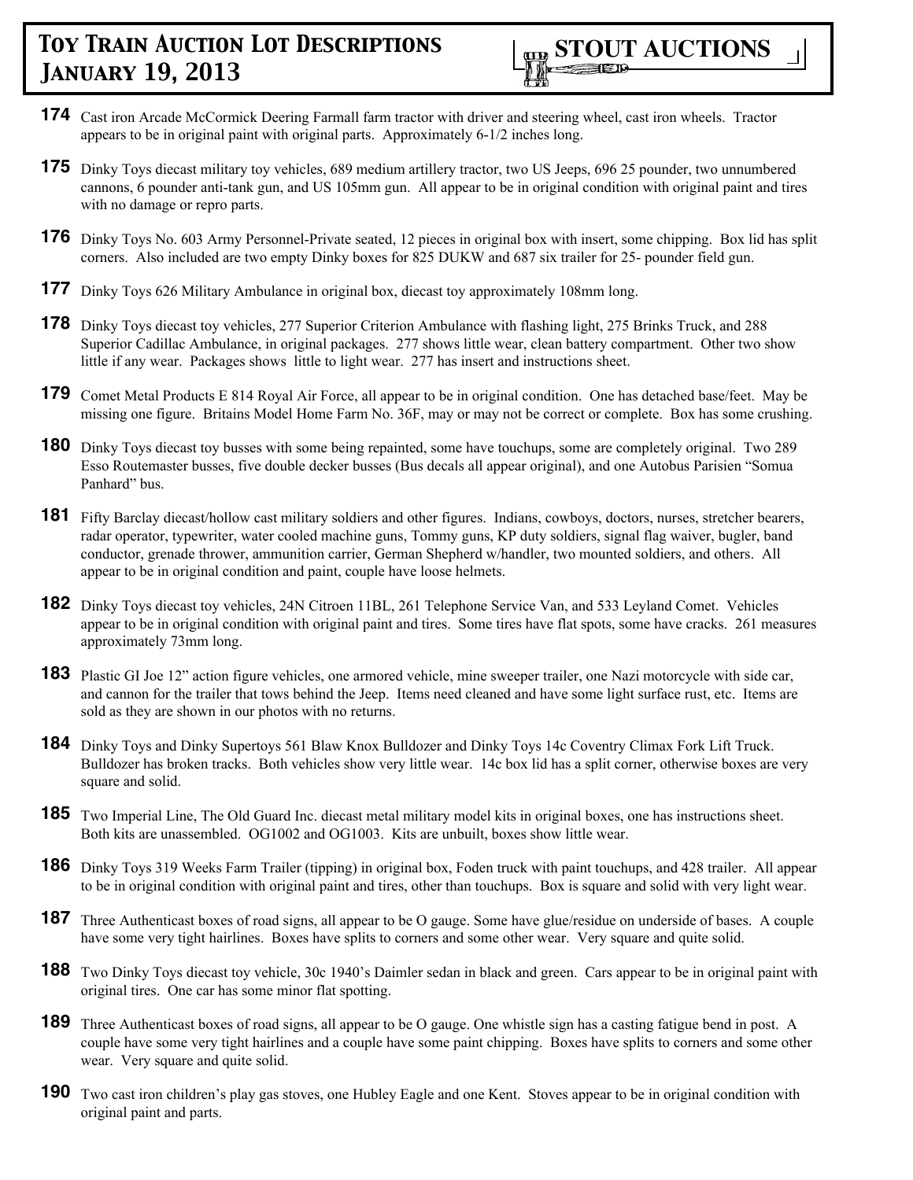**174** Cast iron Arcade McCormick Deering Farmall farm tractor with driver and steering wheel, cast iron wheels. Tractor appears to be in original paint with original parts. Approximately 6-1/2 inches long.

**175** Dinky Toys diecast military toy vehicles, 689 medium artillery tractor, two US Jeeps, 696 25 pounder, two unnumbered cannons, 6 pounder anti-tank gun, and US 105mm gun. All appear to be in original condition with original paint and tires with no damage or repro parts.

**176** Dinky Toys No. 603 Army Personnel-Private seated, 12 pieces in original box with insert, some chipping. Box lid has split corners. Also included are two empty Dinky boxes for 825 DUKW and 687 six trailer for 25- pounder field gun.

**177** Dinky Toys 626 Military Ambulance in original box, diecast toy approximately 108mm long.

**178** Dinky Toys diecast toy vehicles, 277 Superior Criterion Ambulance with flashing light, 275 Brinks Truck, and 288 Superior Cadillac Ambulance, in original packages. 277 shows little wear, clean battery compartment. Other two show little if any wear. Packages shows little to light wear. 277 has insert and instructions sheet.

**179** Comet Metal Products E 814 Royal Air Force, all appear to be in original condition. One has detached base/feet. May be missing one figure. Britains Model Home Farm No. 36F, may or may not be correct or complete. Box has some crushing.

**180** Dinky Toys diecast toy busses with some being repainted, some have touchups, some are completely original. Two 289 Esso Routemaster busses, five double decker busses (Bus decals all appear original), and one Autobus Parisien "Somua Panhard" bus.

**181** Fifty Barclay diecast/hollow cast military soldiers and other figures. Indians, cowboys, doctors, nurses, stretcher bearers, radar operator, typewriter, water cooled machine guns, Tommy guns, KP duty soldiers, signal flag waiver, bugler, band conductor, grenade thrower, ammunition carrier, German Shepherd w/handler, two mounted soldiers, and others. All appear to be in original condition and paint, couple have loose helmets.

**182** Dinky Toys diecast toy vehicles, 24N Citroen 11BL, 261 Telephone Service Van, and 533 Leyland Comet. Vehicles appear to be in original condition with original paint and tires. Some tires have flat spots, some have cracks. 261 measures approximately 73mm long.

**183** Plastic GI Joe 12" action figure vehicles, one armored vehicle, mine sweeper trailer, one Nazi motorcycle with side car, and cannon for the trailer that tows behind the Jeep. Items need cleaned and have some light surface rust, etc. Items are sold as they are shown in our photos with no returns.

**184** Dinky Toys and Dinky Supertoys 561 Blaw Knox Bulldozer and Dinky Toys 14c Coventry Climax Fork Lift Truck. Bulldozer has broken tracks. Both vehicles show very little wear. 14c box lid has a split corner, otherwise boxes are very square and solid.

**185** Two Imperial Line, The Old Guard Inc. diecast metal military model kits in original boxes, one has instructions sheet. Both kits are unassembled. OG1002 and OG1003. Kits are unbuilt, boxes show little wear.

**186** Dinky Toys 319 Weeks Farm Trailer (tipping) in original box, Foden truck with paint touchups, and 428 trailer. All appear to be in original condition with original paint and tires, other than touchups. Box is square and solid with very light wear.

**187** Three Authenticast boxes of road signs, all appear to be O gauge. Some have glue/residue on underside of bases. A couple have some very tight hairlines. Boxes have splits to corners and some other wear. Very square and quite solid.

**188** Two Dinky Toys diecast toy vehicle, 30c 1940's Daimler sedan in black and green. Cars appear to be in original paint with original tires. One car has some minor flat spotting.

**189** Three Authenticast boxes of road signs, all appear to be O gauge. One whistle sign has a casting fatigue bend in post. A couple have some very tight hairlines and a couple have some paint chipping. Boxes have splits to corners and some other wear. Very square and quite solid.

**190** Two cast iron children's play gas stoves, one Hubley Eagle and one Kent. Stoves appear to be in original condition with original paint and parts.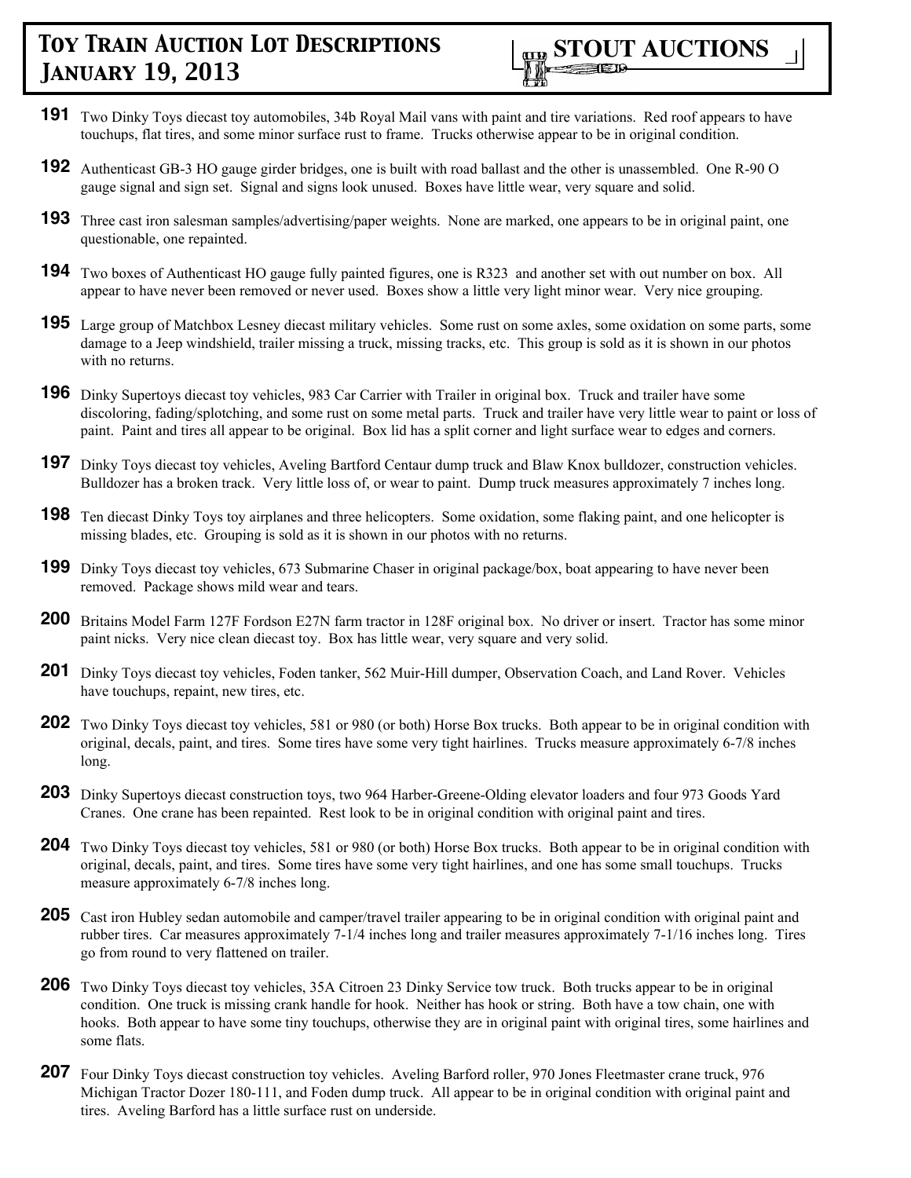**191** Two Dinky Toys diecast toy automobiles, 34b Royal Mail vans with paint and tire variations. Red roof appears to have touchups, flat tires, and some minor surface rust to frame. Trucks otherwise appear to be in original condition.

**192** Authenticast GB-3 HO gauge girder bridges, one is built with road ballast and the other is unassembled. One R-90 O gauge signal and sign set. Signal and signs look unused. Boxes have little wear, very square and solid.

**193** Three cast iron salesman samples/advertising/paper weights. None are marked, one appears to be in original paint, one questionable, one repainted.

**194** Two boxes of Authenticast HO gauge fully painted figures, one is R323 and another set with out number on box. All appear to have never been removed or never used. Boxes show a little very light minor wear. Very nice grouping.

**195** Large group of Matchbox Lesney diecast military vehicles. Some rust on some axles, some oxidation on some parts, some damage to a Jeep windshield, trailer missing a truck, missing tracks, etc. This group is sold as it is shown in our photos with no returns.

**196** Dinky Supertoys diecast toy vehicles, 983 Car Carrier with Trailer in original box. Truck and trailer have some discoloring, fading/splotching, and some rust on some metal parts. Truck and trailer have very little wear to paint or loss of paint. Paint and tires all appear to be original. Box lid has a split corner and light surface wear to edges and corners.

**197** Dinky Toys diecast toy vehicles, Aveling Bartford Centaur dump truck and Blaw Knox bulldozer, construction vehicles. Bulldozer has a broken track. Very little loss of, or wear to paint. Dump truck measures approximately 7 inches long.

**198** Ten diecast Dinky Toys toy airplanes and three helicopters. Some oxidation, some flaking paint, and one helicopter is missing blades, etc. Grouping is sold as it is shown in our photos with no returns.

**199** Dinky Toys diecast toy vehicles, 673 Submarine Chaser in original package/box, boat appearing to have never been removed. Package shows mild wear and tears.

**200** Britains Model Farm 127F Fordson E27N farm tractor in 128F original box. No driver or insert. Tractor has some minor paint nicks. Very nice clean diecast toy. Box has little wear, very square and very solid.

**201** Dinky Toys diecast toy vehicles, Foden tanker, 562 Muir-Hill dumper, Observation Coach, and Land Rover. Vehicles have touchups, repaint, new tires, etc.

**202** Two Dinky Toys diecast toy vehicles, 581 or 980 (or both) Horse Box trucks. Both appear to be in original condition with original, decals, paint, and tires. Some tires have some very tight hairlines. Trucks measure approximately 6-7/8 inches long.

**203** Dinky Supertoys diecast construction toys, two 964 Harber-Greene-Olding elevator loaders and four 973 Goods Yard Cranes. One crane has been repainted. Rest look to be in original condition with original paint and tires.

**204** Two Dinky Toys diecast toy vehicles, 581 or 980 (or both) Horse Box trucks. Both appear to be in original condition with original, decals, paint, and tires. Some tires have some very tight hairlines, and one has some small touchups. Trucks measure approximately 6-7/8 inches long.

**205** Cast iron Hubley sedan automobile and camper/travel trailer appearing to be in original condition with original paint and rubber tires. Car measures approximately 7-1/4 inches long and trailer measures approximately 7-1/16 inches long. Tires go from round to very flattened on trailer.

**206** Two Dinky Toys diecast toy vehicles, 35A Citroen 23 Dinky Service tow truck. Both trucks appear to be in original condition. One truck is missing crank handle for hook. Neither has hook or string. Both have a tow chain, one with hooks. Both appear to have some tiny touchups, otherwise they are in original paint with original tires, some hairlines and some flats.

**207** Four Dinky Toys diecast construction toy vehicles. Aveling Barford roller, 970 Jones Fleetmaster crane truck, 976 Michigan Tractor Dozer 180-111, and Foden dump truck. All appear to be in original condition with original paint and tires. Aveling Barford has a little surface rust on underside.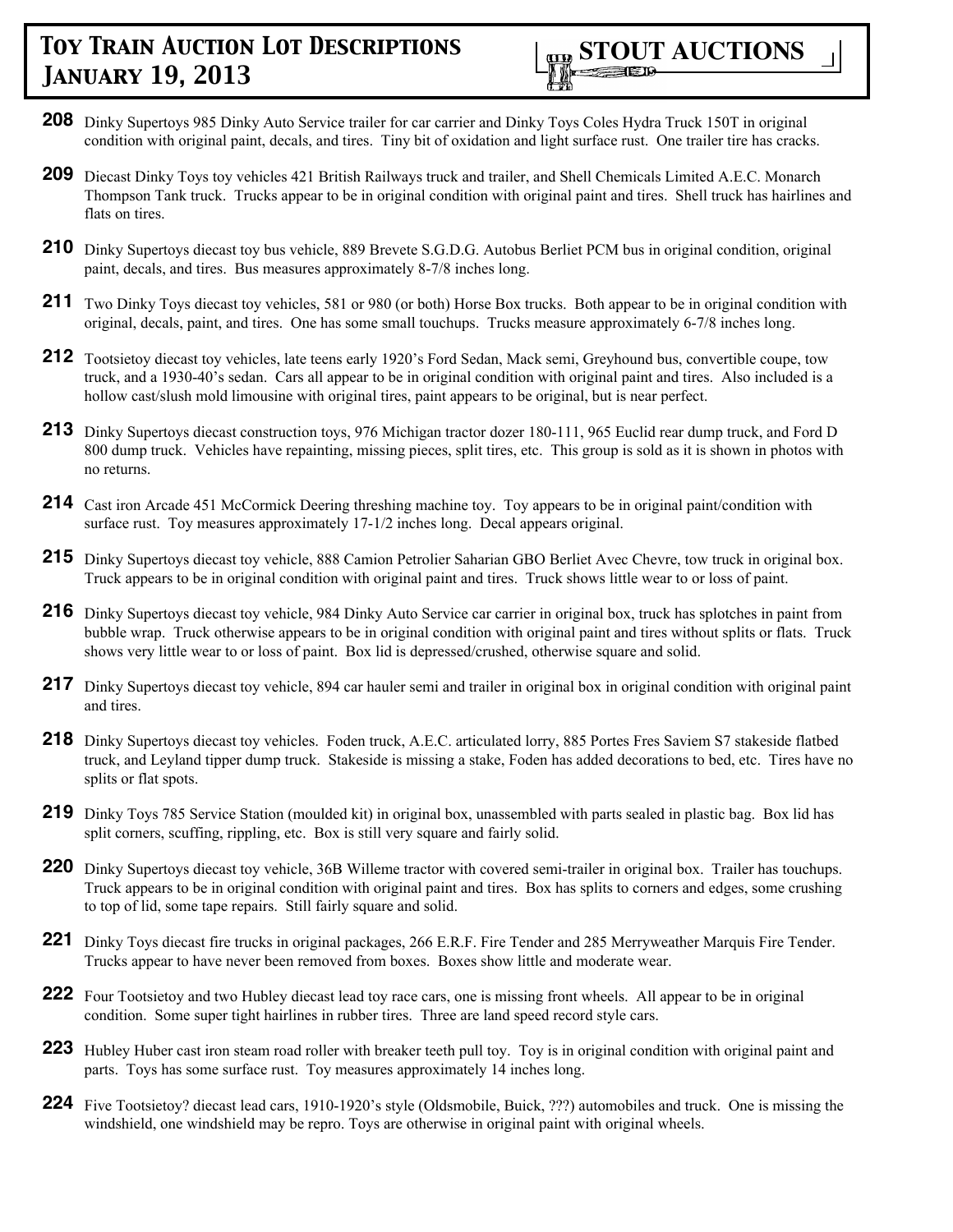**208** Dinky Supertoys 985 Dinky Auto Service trailer for car carrier and Dinky Toys Coles Hydra Truck 150T in original condition with original paint, decals, and tires. Tiny bit of oxidation and light surface rust. One trailer tire has cracks.

**209** Diecast Dinky Toys toy vehicles 421 British Railways truck and trailer, and Shell Chemicals Limited A.E.C. Monarch Thompson Tank truck. Trucks appear to be in original condition with original paint and tires. Shell truck has hairlines and flats on tires.

**210** Dinky Supertoys diecast toy bus vehicle, 889 Brevete S.G.D.G. Autobus Berliet PCM bus in original condition, original paint, decals, and tires. Bus measures approximately 8-7/8 inches long.

**211** Two Dinky Toys diecast toy vehicles, 581 or 980 (or both) Horse Box trucks. Both appear to be in original condition with original, decals, paint, and tires. One has some small touchups. Trucks measure approximately 6-7/8 inches long.

**212** Tootsietoy diecast toy vehicles, late teens early 1920's Ford Sedan, Mack semi, Greyhound bus, convertible coupe, tow truck, and a 1930-40's sedan. Cars all appear to be in original condition with original paint and tires. Also included is a hollow cast/slush mold limousine with original tires, paint appears to be original, but is near perfect.

**213** Dinky Supertoys diecast construction toys, 976 Michigan tractor dozer 180-111, 965 Euclid rear dump truck, and Ford D 800 dump truck. Vehicles have repainting, missing pieces, split tires, etc. This group is sold as it is shown in photos with no returns.

**214** Cast iron Arcade 451 McCormick Deering threshing machine toy. Toy appears to be in original paint/condition with surface rust. Toy measures approximately 17-1/2 inches long. Decal appears original.

**215** Dinky Supertoys diecast toy vehicle, 888 Camion Petrolier Saharian GBO Berliet Avec Chevre, tow truck in original box. Truck appears to be in original condition with original paint and tires. Truck shows little wear to or loss of paint.

**216** Dinky Supertoys diecast toy vehicle, 984 Dinky Auto Service car carrier in original box, truck has splotches in paint from bubble wrap. Truck otherwise appears to be in original condition with original paint and tires without splits or flats. Truck shows very little wear to or loss of paint. Box lid is depressed/crushed, otherwise square and solid.

**217** Dinky Supertoys diecast toy vehicle, 894 car hauler semi and trailer in original box in original condition with original paint and tires.

**218** Dinky Supertoys diecast toy vehicles. Foden truck, A.E.C. articulated lorry, 885 Portes Fres Saviem S7 stakeside flatbed truck, and Leyland tipper dump truck. Stakeside is missing a stake, Foden has added decorations to bed, etc. Tires have no splits or flat spots.

**219** Dinky Toys 785 Service Station (moulded kit) in original box, unassembled with parts sealed in plastic bag. Box lid has split corners, scuffing, rippling, etc. Box is still very square and fairly solid.

**220** Dinky Supertoys diecast toy vehicle, 36B Willeme tractor with covered semi-trailer in original box. Trailer has touchups. Truck appears to be in original condition with original paint and tires. Box has splits to corners and edges, some crushing to top of lid, some tape repairs. Still fairly square and solid.

**221** Dinky Toys diecast fire trucks in original packages, 266 E.R.F. Fire Tender and 285 Merryweather Marquis Fire Tender. Trucks appear to have never been removed from boxes. Boxes show little and moderate wear.

**222** Four Tootsietoy and two Hubley diecast lead toy race cars, one is missing front wheels. All appear to be in original condition. Some super tight hairlines in rubber tires. Three are land speed record style cars.

**223** Hubley Huber cast iron steam road roller with breaker teeth pull toy. Toy is in original condition with original paint and parts. Toys has some surface rust. Toy measures approximately 14 inches long.

**224** Five Tootsietoy? diecast lead cars, 1910-1920's style (Oldsmobile, Buick, ???) automobiles and truck. One is missing the windshield, one windshield may be repro. Toys are otherwise in original paint with original wheels.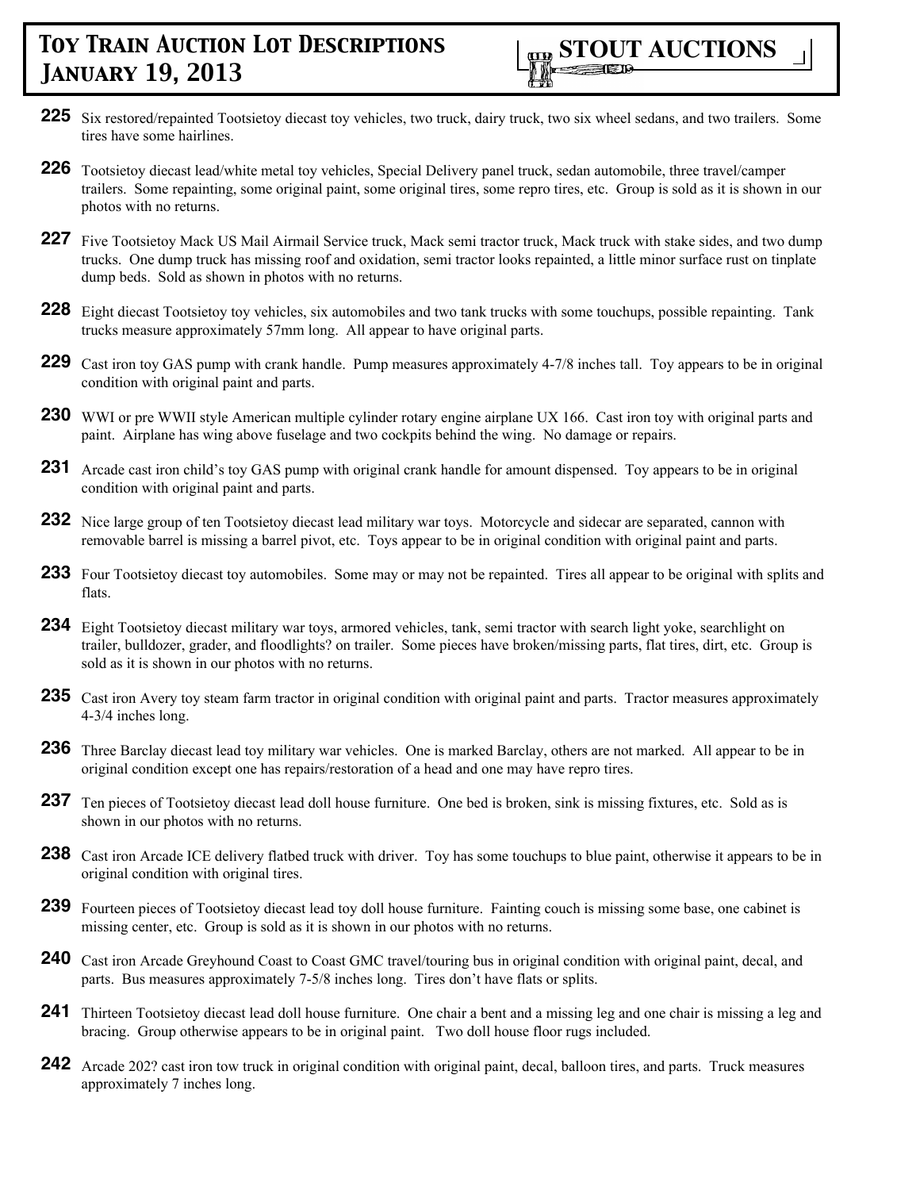**225** Six restored/repainted Tootsietoy diecast toy vehicles, two truck, dairy truck, two six wheel sedans, and two trailers. Some tires have some hairlines.

**226** Tootsietoy diecast lead/white metal toy vehicles, Special Delivery panel truck, sedan automobile, three travel/camper trailers. Some repainting, some original paint, some original tires, some repro tires, etc. Group is sold as it is shown in our photos with no returns.

**227** Five Tootsietoy Mack US Mail Airmail Service truck, Mack semi tractor truck, Mack truck with stake sides, and two dump trucks. One dump truck has missing roof and oxidation, semi tractor looks repainted, a little minor surface rust on tinplate dump beds. Sold as shown in photos with no returns.

**228** Eight diecast Tootsietoy toy vehicles, six automobiles and two tank trucks with some touchups, possible repainting. Tank trucks measure approximately 57mm long. All appear to have original parts.

**229** Cast iron toy GAS pump with crank handle. Pump measures approximately 4-7/8 inches tall. Toy appears to be in original condition with original paint and parts.

**230** WWI or pre WWII style American multiple cylinder rotary engine airplane UX 166. Cast iron toy with original parts and paint. Airplane has wing above fuselage and two cockpits behind the wing. No damage or repairs.

**231** Arcade cast iron child's toy GAS pump with original crank handle for amount dispensed. Toy appears to be in original condition with original paint and parts.

**232** Nice large group of ten Tootsietoy diecast lead military war toys. Motorcycle and sidecar are separated, cannon with removable barrel is missing a barrel pivot, etc. Toys appear to be in original condition with original paint and parts.

**233** Four Tootsietoy diecast toy automobiles. Some may or may not be repainted. Tires all appear to be original with splits and flats.

**234** Eight Tootsietoy diecast military war toys, armored vehicles, tank, semi tractor with search light yoke, searchlight on trailer, bulldozer, grader, and floodlights? on trailer. Some pieces have broken/missing parts, flat tires, dirt, etc. Group is sold as it is shown in our photos with no returns.

**235** Cast iron Avery toy steam farm tractor in original condition with original paint and parts. Tractor measures approximately 4-3/4 inches long.

**236** Three Barclay diecast lead toy military war vehicles. One is marked Barclay, others are not marked. All appear to be in original condition except one has repairs/restoration of a head and one may have repro tires.

**237** Ten pieces of Tootsietoy diecast lead doll house furniture. One bed is broken, sink is missing fixtures, etc. Sold as is shown in our photos with no returns.

**238** Cast iron Arcade ICE delivery flatbed truck with driver. Toy has some touchups to blue paint, otherwise it appears to be in original condition with original tires.

**239** Fourteen pieces of Tootsietoy diecast lead toy doll house furniture. Fainting couch is missing some base, one cabinet is missing center, etc. Group is sold as it is shown in our photos with no returns.

**240** Cast iron Arcade Greyhound Coast to Coast GMC travel/touring bus in original condition with original paint, decal, and parts. Bus measures approximately 7-5/8 inches long. Tires don't have flats or splits.

**241** Thirteen Tootsietoy diecast lead doll house furniture. One chair a bent and a missing leg and one chair is missing a leg and bracing. Group otherwise appears to be in original paint. Two doll house floor rugs included.

**242** Arcade 202? cast iron tow truck in original condition with original paint, decal, balloon tires, and parts. Truck measures approximately 7 inches long.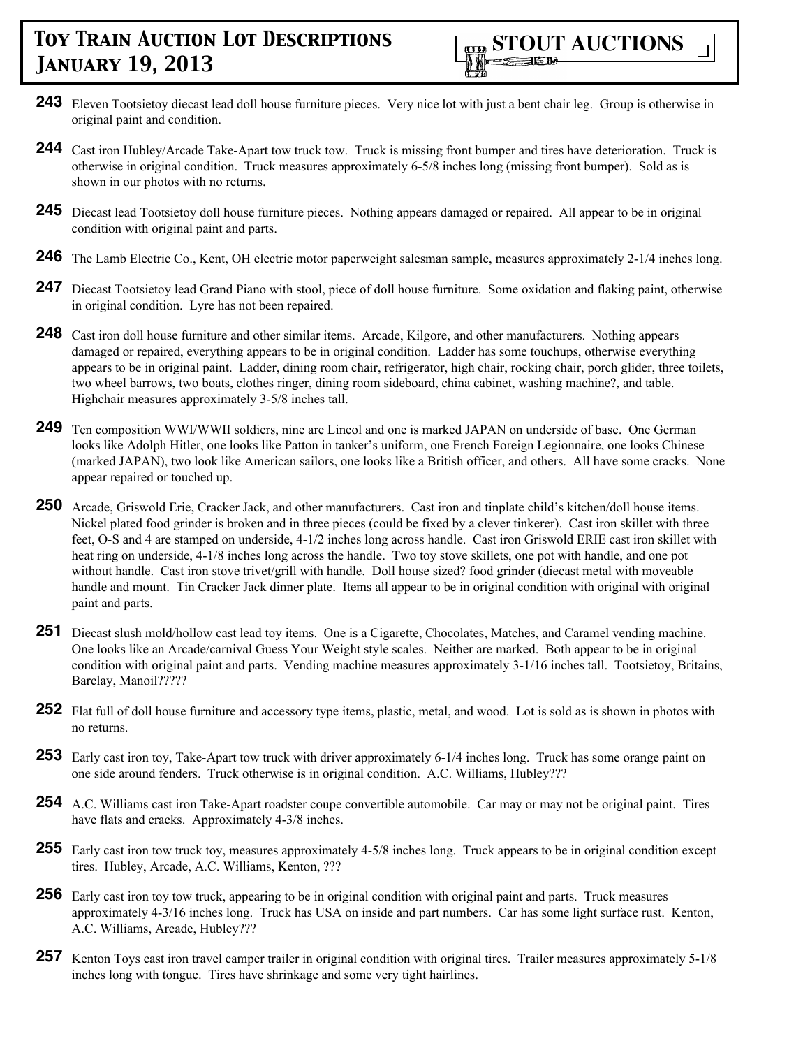# Toy Train Auction Lot Descriptions January 19, 2013

**STOUT AUCTIONS**

**243** Eleven Tootsietoy diecast lead doll house furniture pieces. Very nice lot with just a bent chair leg. Group is otherwise in original paint and condition.

**244** Cast iron Hubley/Arcade Take-Apart tow truck tow. Truck is missing front bumper and tires have deterioration. Truck is otherwise in original condition. Truck measures approximately 6-5/8 inches long (missing front bumper). Sold as is shown in our photos with no returns.

**245** Diecast lead Tootsietoy doll house furniture pieces. Nothing appears damaged or repaired. All appear to be in original condition with original paint and parts.

**246** The Lamb Electric Co., Kent, OH electric motor paperweight salesman sample, measures approximately 2-1/4 inches long.

**247** Diecast Tootsietoy lead Grand Piano with stool, piece of doll house furniture. Some oxidation and flaking paint, otherwise in original condition. Lyre has not been repaired.

**248** Cast iron doll house furniture and other similar items. Arcade, Kilgore, and other manufacturers. Nothing appears damaged or repaired, everything appears to be in original condition. Ladder has some touchups, otherwise everything appears to be in original paint. Ladder, dining room chair, refrigerator, high chair, rocking chair, porch glider, three toilets, two wheel barrows, two boats, clothes ringer, dining room sideboard, china cabinet, washing machine?, and table. Highchair measures approximately 3-5/8 inches tall.

**249** Ten composition WWI/WWII soldiers, nine are Lineol and one is marked JAPAN on underside of base. One German looks like Adolph Hitler, one looks like Patton in tanker's uniform, one French Foreign Legionnaire, one looks Chinese (marked JAPAN), two look like American sailors, one looks like a British officer, and others. All have some cracks. None appear repaired or touched up.

**250** Arcade, Griswold Erie, Cracker Jack, and other manufacturers. Cast iron and tinplate child's kitchen/doll house items. Nickel plated food grinder is broken and in three pieces (could be fixed by a clever tinkerer). Cast iron skillet with three feet, O-S and 4 are stamped on underside, 4-1/2 inches long across handle. Cast iron Griswold ERIE cast iron skillet with heat ring on underside, 4-1/8 inches long across the handle. Two toy stove skillets, one pot with handle, and one pot without handle. Cast iron stove trivet/grill with handle. Doll house sized? food grinder (diecast metal with moveable handle and mount. Tin Cracker Jack dinner plate. Items all appear to be in original condition with original with original paint and parts.

**251** Diecast slush mold/hollow cast lead toy items. One is a Cigarette, Chocolates, Matches, and Caramel vending machine. One looks like an Arcade/carnival Guess Your Weight style scales. Neither are marked. Both appear to be in original condition with original paint and parts. Vending machine measures approximately 3-1/16 inches tall. Tootsietoy, Britains, Barclay, Manoil?????

**252** Flat full of doll house furniture and accessory type items, plastic, metal, and wood. Lot is sold as is shown in photos with no returns.

**253** Early cast iron toy, Take-Apart tow truck with driver approximately 6-1/4 inches long. Truck has some orange paint on one side around fenders. Truck otherwise is in original condition. A.C. Williams, Hubley???

**254** A.C. Williams cast iron Take-Apart roadster coupe convertible automobile. Car may or may not be original paint. Tires have flats and cracks. Approximately 4-3/8 inches.

**255** Early cast iron tow truck toy, measures approximately 4-5/8 inches long. Truck appears to be in original condition except tires. Hubley, Arcade, A.C. Williams, Kenton, ???

**256** Early cast iron toy tow truck, appearing to be in original condition with original paint and parts. Truck measures approximately 4-3/16 inches long. Truck has USA on inside and part numbers. Car has some light surface rust. Kenton, A.C. Williams, Arcade, Hubley???

**257** Kenton Toys cast iron travel camper trailer in original condition with original tires. Trailer measures approximately 5-1/8 inches long with tongue. Tires have shrinkage and some very tight hairlines.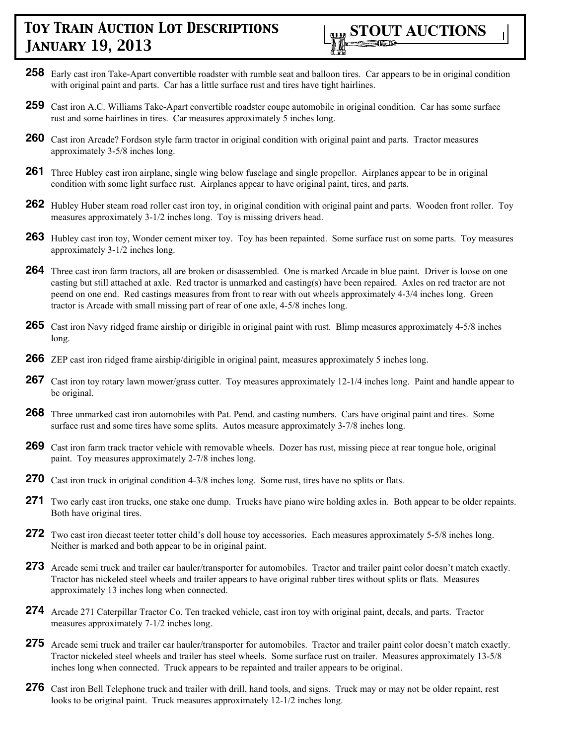**258** Early cast iron Take-Apart convertible roadster with rumble seat and balloon tires. Car appears to be in original condition with original paint and parts. Car has a little surface rust and tires have tight hairlines.

**259** Cast iron A.C. Williams Take-Apart convertible roadster coupe automobile in original condition. Car has some surface rust and some hairlines in tires. Car measures approximately 5 inches long.

**260** Cast iron Arcade? Fordson style farm tractor in original condition with original paint and parts. Tractor measures approximately 3-5/8 inches long.

**261** Three Hubley cast iron airplane, single wing below fuselage and single propellor. Airplanes appear to be in original condition with some light surface rust. Airplanes appear to have original paint, tires, and parts.

**262** Hubley Huber steam road roller cast iron toy, in original condition with original paint and parts. Wooden front roller. Toy measures approximately 3-1/2 inches long. Toy is missing drivers head.

**263** Hubley cast iron toy, Wonder cement mixer toy. Toy has been repainted. Some surface rust on some parts. Toy measures approximately 3-1/2 inches long.

**264** Three cast iron farm tractors, all are broken or disassembled. One is marked Arcade in blue paint. Driver is loose on one casting but still attached at axle. Red tractor is unmarked and casting(s) have been repaired. Axles on red tractor are not peend on one end. Red castings measures from front to rear with out wheels approximately 4-3/4 inches long. Green tractor is Arcade with small missing part of rear of one axle, 4-5/8 inches long.

**265** Cast iron Navy ridged frame airship or dirigible in original paint with rust. Blimp measures approximately 4-5/8 inches long.

**266** ZEP cast iron ridged frame airship/dirigible in original paint, measures approximately 5 inches long.

**267** Cast iron toy rotary lawn mower/grass cutter. Toy measures approximately 12-1/4 inches long. Paint and handle appear to be original.

**268** Three unmarked cast iron automobiles with Pat. Pend. and casting numbers. Cars have original paint and tires. Some surface rust and some tires have some splits. Autos measure approximately 3-7/8 inches long.

**269** Cast iron farm track tractor vehicle with removable wheels. Dozer has rust, missing piece at rear tongue hole, original paint. Toy measures approximately 2-7/8 inches long.

**270** Cast iron truck in original condition 4-3/8 inches long. Some rust, tires have no splits or flats.

**271** Two early cast iron trucks, one stake one dump. Trucks have piano wire holding axles in. Both appear to be older repaints. Both have original tires.

**272** Two cast iron diecast teeter totter child's doll house toy accessories. Each measures approximately 5-5/8 inches long. Neither is marked and both appear to be in original paint.

**273** Arcade semi truck and trailer car hauler/transporter for automobiles. Tractor and trailer paint color doesn't match exactly. Tractor has nickeled steel wheels and trailer appears to have original rubber tires without splits or flats. Measures approximately 13 inches long when connected.

**274** Arcade 271 Caterpillar Tractor Co. Ten tracked vehicle, cast iron toy with original paint, decals, and parts. Tractor measures approximately 7-1/2 inches long.

**275** Arcade semi truck and trailer car hauler/transporter for automobiles. Tractor and trailer paint color doesn't match exactly. Tractor nickeled steel wheels and trailer has steel wheels. Some surface rust on trailer. Measures approximately 13-5/8 inches long when connected. Truck appears to be repainted and trailer appears to be original.

**276** Cast iron Bell Telephone truck and trailer with drill, hand tools, and signs. Truck may or may not be older repaint, rest looks to be original paint. Truck measures approximately 12-1/2 inches long.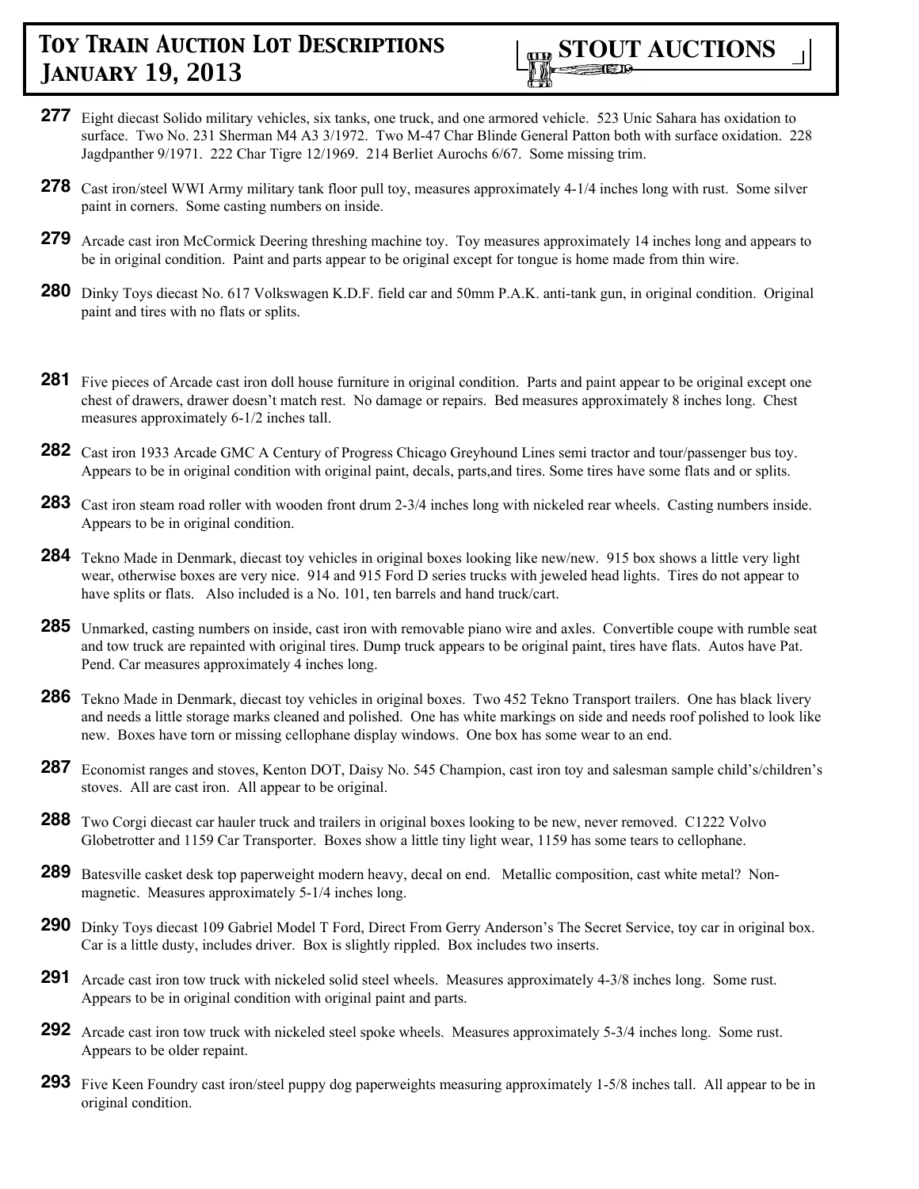**277** Eight diecast Solido military vehicles, six tanks, one truck, and one armored vehicle. 523 Unic Sahara has oxidation to surface. Two No. 231 Sherman M4 A3 3/1972. Two M-47 Char Blinde General Patton both with surface oxidation. 228 Jagdpanther 9/1971. 222 Char Tigre 12/1969. 214 Berliet Aurochs 6/67. Some missing trim.

**278** Cast iron/steel WWI Army military tank floor pull toy, measures approximately 4-1/4 inches long with rust. Some silver paint in corners. Some casting numbers on inside.

**279** Arcade cast iron McCormick Deering threshing machine toy. Toy measures approximately 14 inches long and appears to be in original condition. Paint and parts appear to be original except for tongue is home made from thin wire.

**280** Dinky Toys diecast No. 617 Volkswagen K.D.F. field car and 50mm P.A.K. anti-tank gun, in original condition. Original paint and tires with no flats or splits.

**281** Five pieces of Arcade cast iron doll house furniture in original condition. Parts and paint appear to be original except one chest of drawers, drawer doesn't match rest. No damage or repairs. Bed measures approximately 8 inches long. Chest measures approximately 6-1/2 inches tall.

**282** Cast iron 1933 Arcade GMC A Century of Progress Chicago Greyhound Lines semi tractor and tour/passenger bus toy. Appears to be in original condition with original paint, decals, parts,and tires. Some tires have some flats and or splits.

**283** Cast iron steam road roller with wooden front drum 2-3/4 inches long with nickeled rear wheels. Casting numbers inside. Appears to be in original condition.

**284** Tekno Made in Denmark, diecast toy vehicles in original boxes looking like new/new. 915 box shows a little very light wear, otherwise boxes are very nice. 914 and 915 Ford D series trucks with jeweled head lights. Tires do not appear to have splits or flats. Also included is a No. 101, ten barrels and hand truck/cart.

**285** Unmarked, casting numbers on inside, cast iron with removable piano wire and axles. Convertible coupe with rumble seat and tow truck are repainted with original tires. Dump truck appears to be original paint, tires have flats. Autos have Pat. Pend. Car measures approximately 4 inches long.

**286** Tekno Made in Denmark, diecast toy vehicles in original boxes. Two 452 Tekno Transport trailers. One has black livery and needs a little storage marks cleaned and polished. One has white markings on side and needs roof polished to look like new. Boxes have torn or missing cellophane display windows. One box has some wear to an end.

**287** Economist ranges and stoves, Kenton DOT, Daisy No. 545 Champion, cast iron toy and salesman sample child's/children's stoves. All are cast iron. All appear to be original.

**288** Two Corgi diecast car hauler truck and trailers in original boxes looking to be new, never removed. C1222 Volvo Globetrotter and 1159 Car Transporter. Boxes show a little tiny light wear, 1159 has some tears to cellophane.

**289** Batesville casket desk top paperweight modern heavy, decal on end. Metallic composition, cast white metal? Non-magnetic. Measures approximately 5-1/4 inches long.

**290** Dinky Toys diecast 109 Gabriel Model T Ford, Direct From Gerry Anderson's The Secret Service, toy car in original box. Car is a little dusty, includes driver. Box is slightly rippled. Box includes two inserts.

**291** Arcade cast iron tow truck with nickeled solid steel wheels. Measures approximately 4-3/8 inches long. Some rust. Appears to be in original condition with original paint and parts.

**292** Arcade cast iron tow truck with nickeled steel spoke wheels. Measures approximately 5-3/4 inches long. Some rust. Appears to be older repaint.

**293** Five Keen Foundry cast iron/steel puppy dog paperweights measuring approximately 1-5/8 inches tall. All appear to be in original condition.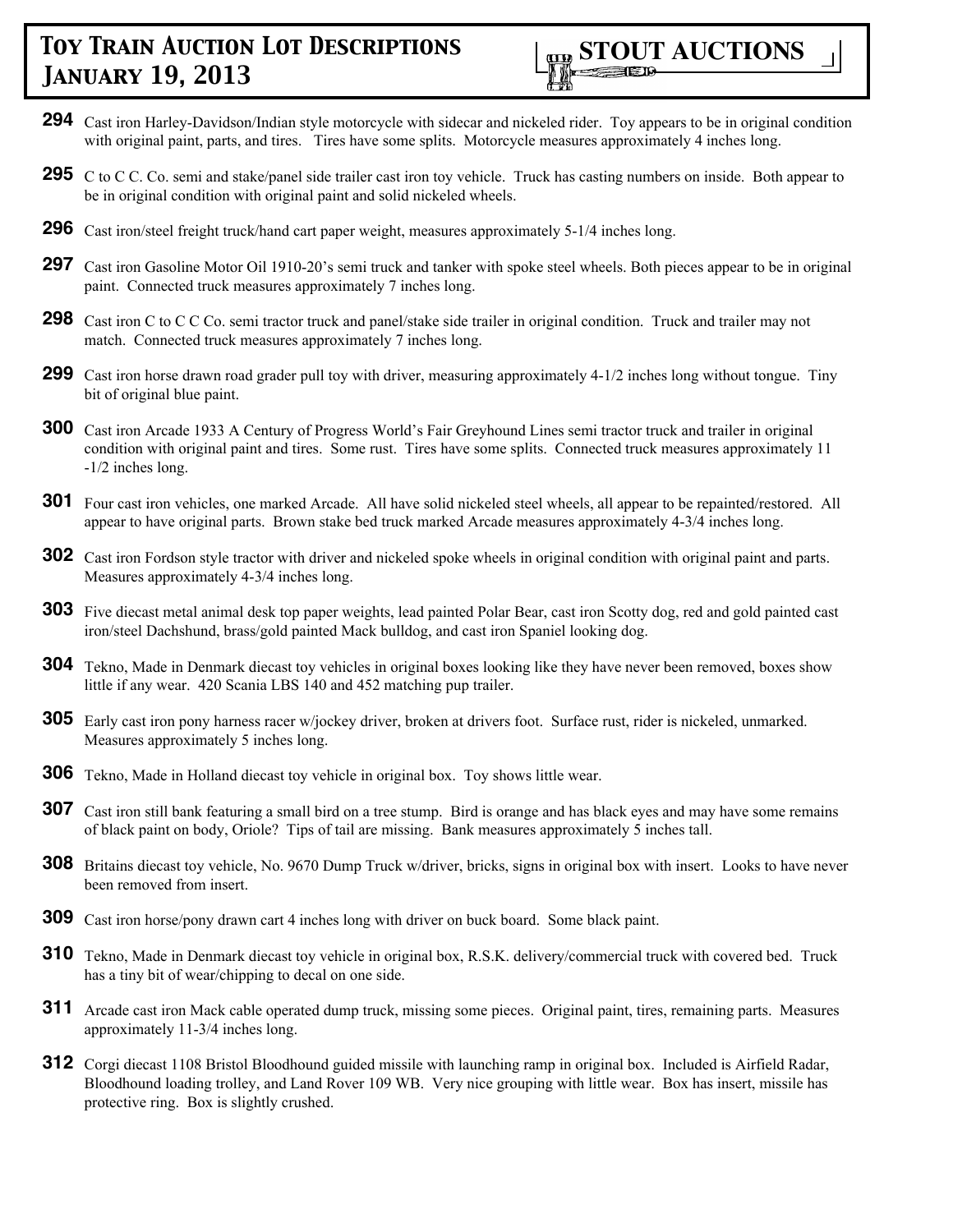**294** Cast iron Harley-Davidson/Indian style motorcycle with sidecar and nickeled rider. Toy appears to be in original condition with original paint, parts, and tires. Tires have some splits. Motorcycle measures approximately 4 inches long.

**295** C to C C. Co. semi and stake/panel side trailer cast iron toy vehicle. Truck has casting numbers on inside. Both appear to be in original condition with original paint and solid nickeled wheels.

**296** Cast iron/steel freight truck/hand cart paper weight, measures approximately 5-1/4 inches long.

**297** Cast iron Gasoline Motor Oil 1910-20's semi truck and tanker with spoke steel wheels. Both pieces appear to be in original paint. Connected truck measures approximately 7 inches long.

**298** Cast iron C to C C Co. semi tractor truck and panel/stake side trailer in original condition. Truck and trailer may not match. Connected truck measures approximately 7 inches long.

**299** Cast iron horse drawn road grader pull toy with driver, measuring approximately 4-1/2 inches long without tongue. Tiny bit of original blue paint.

**300** Cast iron Arcade 1933 A Century of Progress World's Fair Greyhound Lines semi tractor truck and trailer in original condition with original paint and tires. Some rust. Tires have some splits. Connected truck measures approximately 11 -1/2 inches long.

**301** Four cast iron vehicles, one marked Arcade. All have solid nickeled steel wheels, all appear to be repainted/restored. All appear to have original parts. Brown stake bed truck marked Arcade measures approximately 4-3/4 inches long.

**302** Cast iron Fordson style tractor with driver and nickeled spoke wheels in original condition with original paint and parts. Measures approximately 4-3/4 inches long.

**303** Five diecast metal animal desk top paper weights, lead painted Polar Bear, cast iron Scotty dog, red and gold painted cast iron/steel Dachshund, brass/gold painted Mack bulldog, and cast iron Spaniel looking dog.

**304** Tekno, Made in Denmark diecast toy vehicles in original boxes looking like they have never been removed, boxes show little if any wear. 420 Scania LBS 140 and 452 matching pup trailer.

**305** Early cast iron pony harness racer w/jockey driver, broken at drivers foot. Surface rust, rider is nickeled, unmarked. Measures approximately 5 inches long.

**306** Tekno, Made in Holland diecast toy vehicle in original box. Toy shows little wear.

**307** Cast iron still bank featuring a small bird on a tree stump. Bird is orange and has black eyes and may have some remains of black paint on body, Oriole? Tips of tail are missing. Bank measures approximately 5 inches tall.

**308** Britains diecast toy vehicle, No. 9670 Dump Truck w/driver, bricks, signs in original box with insert. Looks to have never been removed from insert.

**309** Cast iron horse/pony drawn cart 4 inches long with driver on buck board. Some black paint.

**310** Tekno, Made in Denmark diecast toy vehicle in original box, R.S.K. delivery/commercial truck with covered bed. Truck has a tiny bit of wear/chipping to decal on one side.

**311** Arcade cast iron Mack cable operated dump truck, missing some pieces. Original paint, tires, remaining parts. Measures approximately 11-3/4 inches long.

**312** Corgi diecast 1108 Bristol Bloodhound guided missile with launching ramp in original box. Included is Airfield Radar, Bloodhound loading trolley, and Land Rover 109 WB. Very nice grouping with little wear. Box has insert, missile has protective ring. Box is slightly crushed.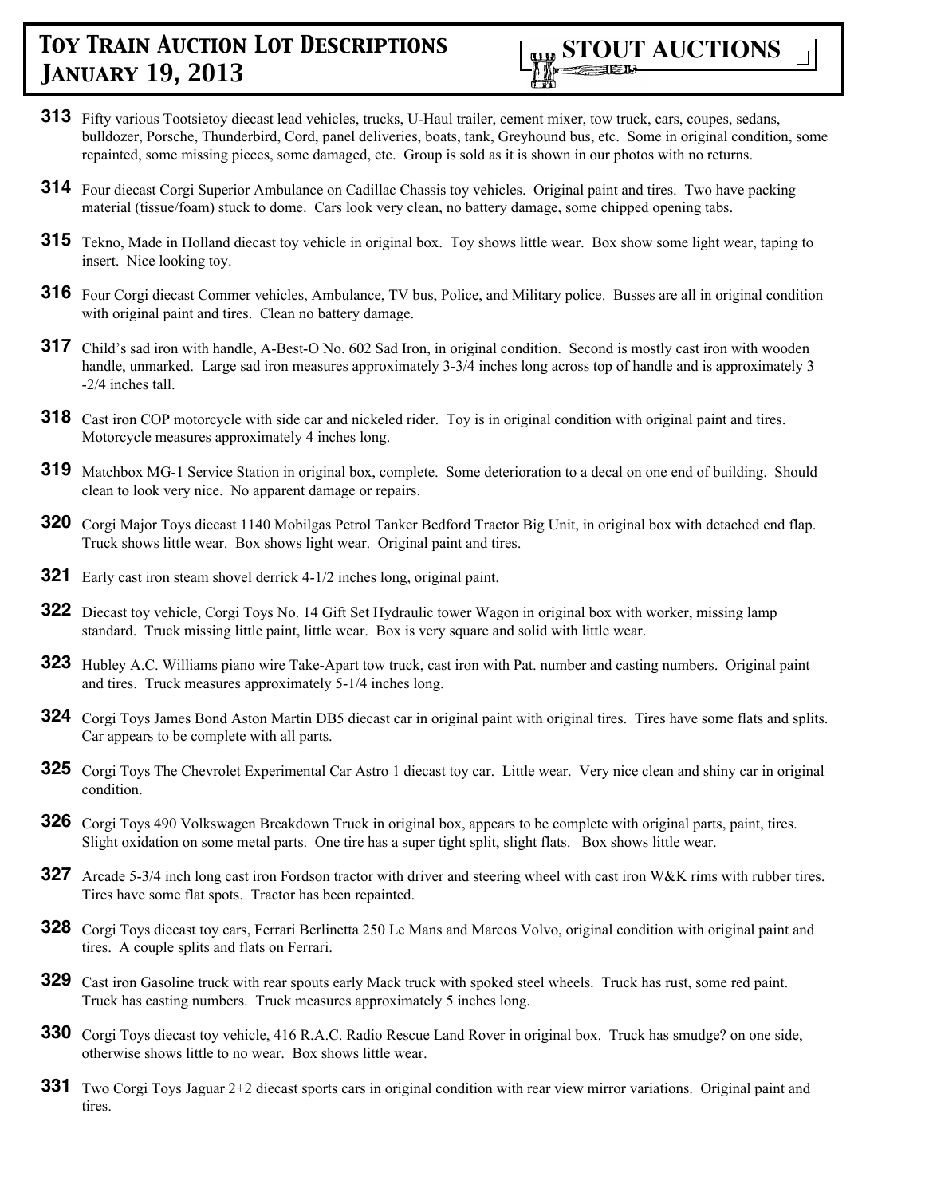**313** Fifty various Tootsietoy diecast lead vehicles, trucks, U-Haul trailer, cement mixer, tow truck, cars, coupes, sedans, bulldozer, Porsche, Thunderbird, Cord, panel deliveries, boats, tank, Greyhound bus, etc. Some in original condition, some repainted, some missing pieces, some damaged, etc. Group is sold as it is shown in our photos with no returns.

**314** Four diecast Corgi Superior Ambulance on Cadillac Chassis toy vehicles. Original paint and tires. Two have packing material (tissue/foam) stuck to dome. Cars look very clean, no battery damage, some chipped opening tabs.

**315** Tekno, Made in Holland diecast toy vehicle in original box. Toy shows little wear. Box show some light wear, taping to insert. Nice looking toy.

**316** Four Corgi diecast Commer vehicles, Ambulance, TV bus, Police, and Military police. Busses are all in original condition with original paint and tires. Clean no battery damage.

**317** Child's sad iron with handle, A-Best-O No. 602 Sad Iron, in original condition. Second is mostly cast iron with wooden handle, unmarked. Large sad iron measures approximately 3-3/4 inches long across top of handle and is approximately 3 -2/4 inches tall.

**318** Cast iron COP motorcycle with side car and nickeled rider. Toy is in original condition with original paint and tires. Motorcycle measures approximately 4 inches long.

**319** Matchbox MG-1 Service Station in original box, complete. Some deterioration to a decal on one end of building. Should clean to look very nice. No apparent damage or repairs.

**320** Corgi Major Toys diecast 1140 Mobilgas Petrol Tanker Bedford Tractor Big Unit, in original box with detached end flap. Truck shows little wear. Box shows light wear. Original paint and tires.

**321** Early cast iron steam shovel derrick 4-1/2 inches long, original paint.

**322** Diecast toy vehicle, Corgi Toys No. 14 Gift Set Hydraulic tower Wagon in original box with worker, missing lamp standard. Truck missing little paint, little wear. Box is very square and solid with little wear.

**323** Hubley A.C. Williams piano wire Take-Apart tow truck, cast iron with Pat. number and casting numbers. Original paint and tires. Truck measures approximately 5-1/4 inches long.

**324** Corgi Toys James Bond Aston Martin DB5 diecast car in original paint with original tires. Tires have some flats and splits. Car appears to be complete with all parts.

**325** Corgi Toys The Chevrolet Experimental Car Astro 1 diecast toy car. Little wear. Very nice clean and shiny car in original condition.

**326** Corgi Toys 490 Volkswagen Breakdown Truck in original box, appears to be complete with original parts, paint, tires. Slight oxidation on some metal parts. One tire has a super tight split, slight flats. Box shows little wear.

**327** Arcade 5-3/4 inch long cast iron Fordson tractor with driver and steering wheel with cast iron W&K rims with rubber tires. Tires have some flat spots. Tractor has been repainted.

**328** Corgi Toys diecast toy cars, Ferrari Berlinetta 250 Le Mans and Marcos Volvo, original condition with original paint and tires. A couple splits and flats on Ferrari.

**329** Cast iron Gasoline truck with rear spouts early Mack truck with spoked steel wheels. Truck has rust, some red paint. Truck has casting numbers. Truck measures approximately 5 inches long.

**330** Corgi Toys diecast toy vehicle, 416 R.A.C. Radio Rescue Land Rover in original box. Truck has smudge? on one side, otherwise shows little to no wear. Box shows little wear.

**331** Two Corgi Toys Jaguar 2+2 diecast sports cars in original condition with rear view mirror variations. Original paint and tires.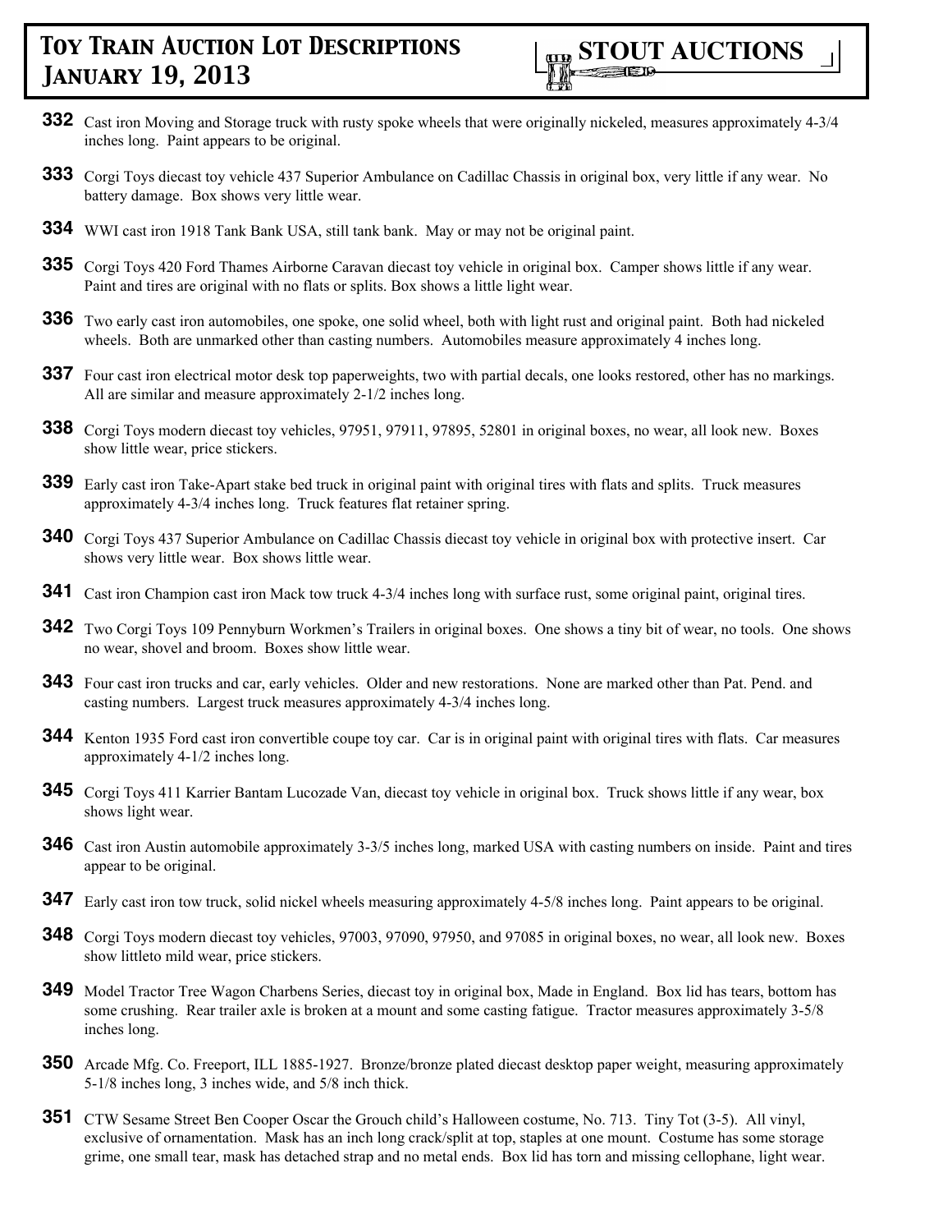# Toy Train Auction Lot Descriptions January 19, 2013

**STOUT AUCTIONS**

**332** Cast iron Moving and Storage truck with rusty spoke wheels that were originally nickeled, measures approximately 4-3/4 inches long. Paint appears to be original.

**333** Corgi Toys diecast toy vehicle 437 Superior Ambulance on Cadillac Chassis in original box, very little if any wear. No battery damage. Box shows very little wear.

**334** WWI cast iron 1918 Tank Bank USA, still tank bank. May or may not be original paint.

**335** Corgi Toys 420 Ford Thames Airborne Caravan diecast toy vehicle in original box. Camper shows little if any wear. Paint and tires are original with no flats or splits. Box shows a little light wear.

**336** Two early cast iron automobiles, one spoke, one solid wheel, both with light rust and original paint. Both had nickeled wheels. Both are unmarked other than casting numbers. Automobiles measure approximately 4 inches long.

**337** Four cast iron electrical motor desk top paperweights, two with partial decals, one looks restored, other has no markings. All are similar and measure approximately 2-1/2 inches long.

**338** Corgi Toys modern diecast toy vehicles, 97951, 97911, 97895, 52801 in original boxes, no wear, all look new. Boxes show little wear, price stickers.

**339** Early cast iron Take-Apart stake bed truck in original paint with original tires with flats and splits. Truck measures approximately 4-3/4 inches long. Truck features flat retainer spring.

**340** Corgi Toys 437 Superior Ambulance on Cadillac Chassis diecast toy vehicle in original box with protective insert. Car shows very little wear. Box shows little wear.

**341** Cast iron Champion cast iron Mack tow truck 4-3/4 inches long with surface rust, some original paint, original tires.

**342** Two Corgi Toys 109 Pennyburn Workmen's Trailers in original boxes. One shows a tiny bit of wear, no tools. One shows no wear, shovel and broom. Boxes show little wear.

**343** Four cast iron trucks and car, early vehicles. Older and new restorations. None are marked other than Pat. Pend. and casting numbers. Largest truck measures approximately 4-3/4 inches long.

**344** Kenton 1935 Ford cast iron convertible coupe toy car. Car is in original paint with original tires with flats. Car measures approximately 4-1/2 inches long.

**345** Corgi Toys 411 Karrier Bantam Lucozade Van, diecast toy vehicle in original box. Truck shows little if any wear, box shows light wear.

**346** Cast iron Austin automobile approximately 3-3/5 inches long, marked USA with casting numbers on inside. Paint and tires appear to be original.

**347** Early cast iron tow truck, solid nickel wheels measuring approximately 4-5/8 inches long. Paint appears to be original.

**348** Corgi Toys modern diecast toy vehicles, 97003, 97090, 97950, and 97085 in original boxes, no wear, all look new. Boxes show littleto mild wear, price stickers.

**349** Model Tractor Tree Wagon Charbens Series, diecast toy in original box, Made in England. Box lid has tears, bottom has some crushing. Rear trailer axle is broken at a mount and some casting fatigue. Tractor measures approximately 3-5/8 inches long.

**350** Arcade Mfg. Co. Freeport, ILL 1885-1927. Bronze/bronze plated diecast desktop paper weight, measuring approximately 5-1/8 inches long, 3 inches wide, and 5/8 inch thick.

**351** CTW Sesame Street Ben Cooper Oscar the Grouch child's Halloween costume, No. 713. Tiny Tot (3-5). All vinyl, exclusive of ornamentation. Mask has an inch long crack/split at top, staples at one mount. Costume has some storage grime, one small tear, mask has detached strap and no metal ends. Box lid has torn and missing cellophane, light wear.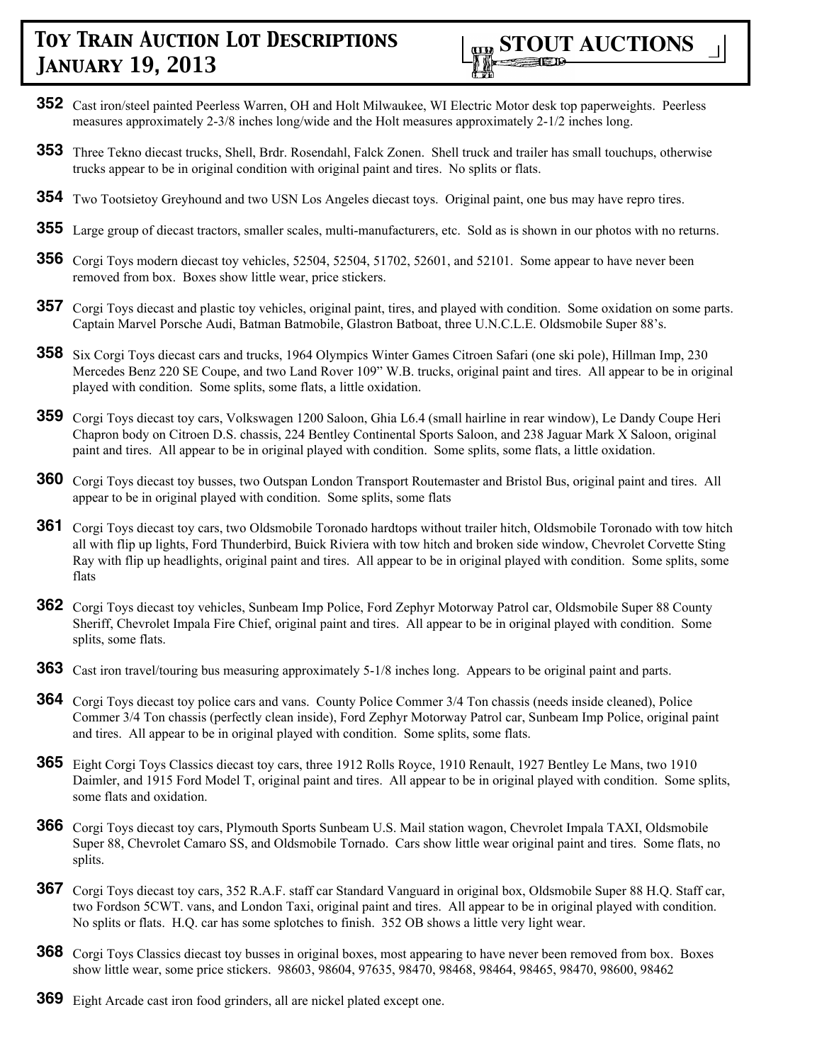**352** Cast iron/steel painted Peerless Warren, OH and Holt Milwaukee, WI Electric Motor desk top paperweights. Peerless measures approximately 2-3/8 inches long/wide and the Holt measures approximately 2-1/2 inches long.

**353** Three Tekno diecast trucks, Shell, Brdr. Rosendahl, Falck Zonen. Shell truck and trailer has small touchups, otherwise trucks appear to be in original condition with original paint and tires. No splits or flats.

**354** Two Tootsietoy Greyhound and two USN Los Angeles diecast toys. Original paint, one bus may have repro tires.

**355** Large group of diecast tractors, smaller scales, multi-manufacturers, etc. Sold as is shown in our photos with no returns.

**356** Corgi Toys modern diecast toy vehicles, 52504, 52504, 51702, 52601, and 52101. Some appear to have never been removed from box. Boxes show little wear, price stickers.

**357** Corgi Toys diecast and plastic toy vehicles, original paint, tires, and played with condition. Some oxidation on some parts. Captain Marvel Porsche Audi, Batman Batmobile, Glastron Batboat, three U.N.C.L.E. Oldsmobile Super 88's.

**358** Six Corgi Toys diecast cars and trucks, 1964 Olympics Winter Games Citroen Safari (one ski pole), Hillman Imp, 230 Mercedes Benz 220 SE Coupe, and two Land Rover 109" W.B. trucks, original paint and tires. All appear to be in original played with condition. Some splits, some flats, a little oxidation.

**359** Corgi Toys diecast toy cars, Volkswagen 1200 Saloon, Ghia L6.4 (small hairline in rear window), Le Dandy Coupe Heri Chapron body on Citroen D.S. chassis, 224 Bentley Continental Sports Saloon, and 238 Jaguar Mark X Saloon, original paint and tires. All appear to be in original played with condition. Some splits, some flats, a little oxidation.

**360** Corgi Toys diecast toy busses, two Outspan London Transport Routemaster and Bristol Bus, original paint and tires. All appear to be in original played with condition. Some splits, some flats

**361** Corgi Toys diecast toy cars, two Oldsmobile Toronado hardtops without trailer hitch, Oldsmobile Toronado with tow hitch all with flip up lights, Ford Thunderbird, Buick Riviera with tow hitch and broken side window, Chevrolet Corvette Sting Ray with flip up headlights, original paint and tires. All appear to be in original played with condition. Some splits, some flats

**362** Corgi Toys diecast toy vehicles, Sunbeam Imp Police, Ford Zephyr Motorway Patrol car, Oldsmobile Super 88 County Sheriff, Chevrolet Impala Fire Chief, original paint and tires. All appear to be in original played with condition. Some splits, some flats.

**363** Cast iron travel/touring bus measuring approximately 5-1/8 inches long. Appears to be original paint and parts.

**364** Corgi Toys diecast toy police cars and vans. County Police Commer 3/4 Ton chassis (needs inside cleaned), Police Commer 3/4 Ton chassis (perfectly clean inside), Ford Zephyr Motorway Patrol car, Sunbeam Imp Police, original paint and tires. All appear to be in original played with condition. Some splits, some flats.

**365** Eight Corgi Toys Classics diecast toy cars, three 1912 Rolls Royce, 1910 Renault, 1927 Bentley Le Mans, two 1910 Daimler, and 1915 Ford Model T, original paint and tires. All appear to be in original played with condition. Some splits, some flats and oxidation.

**366** Corgi Toys diecast toy cars, Plymouth Sports Sunbeam U.S. Mail station wagon, Chevrolet Impala TAXI, Oldsmobile Super 88, Chevrolet Camaro SS, and Oldsmobile Tornado. Cars show little wear original paint and tires. Some flats, no splits.

**367** Corgi Toys diecast toy cars, 352 R.A.F. staff car Standard Vanguard in original box, Oldsmobile Super 88 H.Q. Staff car, two Fordson 5CWT. vans, and London Taxi, original paint and tires. All appear to be in original played with condition. No splits or flats. H.Q. car has some splotches to finish. 352 OB shows a little very light wear.

**368** Corgi Toys Classics diecast toy busses in original boxes, most appearing to have never been removed from box. Boxes show little wear, some price stickers. 98603, 98604, 97635, 98470, 98468, 98464, 98465, 98470, 98600, 98462

**369** Eight Arcade cast iron food grinders, all are nickel plated except one.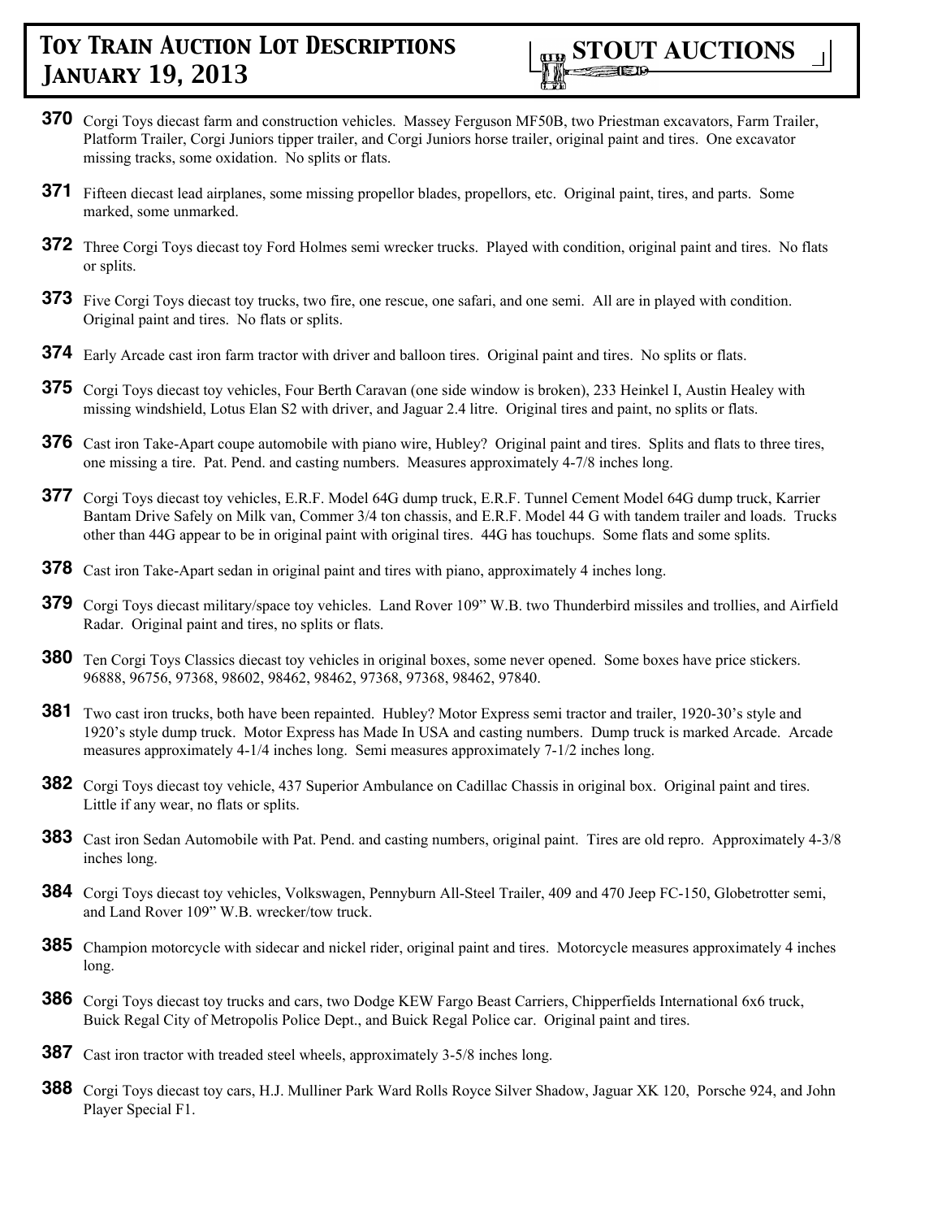**370** Corgi Toys diecast farm and construction vehicles. Massey Ferguson MF50B, two Priestman excavators, Farm Trailer, Platform Trailer, Corgi Juniors tipper trailer, and Corgi Juniors horse trailer, original paint and tires. One excavator missing tracks, some oxidation. No splits or flats.

**371** Fifteen diecast lead airplanes, some missing propellor blades, propellors, etc. Original paint, tires, and parts. Some marked, some unmarked.

**372** Three Corgi Toys diecast toy Ford Holmes semi wrecker trucks. Played with condition, original paint and tires. No flats or splits.

**373** Five Corgi Toys diecast toy trucks, two fire, one rescue, one safari, and one semi. All are in played with condition. Original paint and tires. No flats or splits.

**374** Early Arcade cast iron farm tractor with driver and balloon tires. Original paint and tires. No splits or flats.

**375** Corgi Toys diecast toy vehicles, Four Berth Caravan (one side window is broken), 233 Heinkel I, Austin Healey with missing windshield, Lotus Elan S2 with driver, and Jaguar 2.4 litre. Original tires and paint, no splits or flats.

**376** Cast iron Take-Apart coupe automobile with piano wire, Hubley? Original paint and tires. Splits and flats to three tires, one missing a tire. Pat. Pend. and casting numbers. Measures approximately 4-7/8 inches long.

**377** Corgi Toys diecast toy vehicles, E.R.F. Model 64G dump truck, E.R.F. Tunnel Cement Model 64G dump truck, Karrier Bantam Drive Safely on Milk van, Commer 3/4 ton chassis, and E.R.F. Model 44 G with tandem trailer and loads. Trucks other than 44G appear to be in original paint with original tires. 44G has touchups. Some flats and some splits.

**378** Cast iron Take-Apart sedan in original paint and tires with piano, approximately 4 inches long.

**379** Corgi Toys diecast military/space toy vehicles. Land Rover 109" W.B. two Thunderbird missiles and trollies, and Airfield Radar. Original paint and tires, no splits or flats.

**380** Ten Corgi Toys Classics diecast toy vehicles in original boxes, some never opened. Some boxes have price stickers. 96888, 96756, 97368, 98602, 98462, 98462, 97368, 97368, 98462, 97840.

**381** Two cast iron trucks, both have been repainted. Hubley? Motor Express semi tractor and trailer, 1920-30's style and 1920's style dump truck. Motor Express has Made In USA and casting numbers. Dump truck is marked Arcade. Arcade measures approximately 4-1/4 inches long. Semi measures approximately 7-1/2 inches long.

**382** Corgi Toys diecast toy vehicle, 437 Superior Ambulance on Cadillac Chassis in original box. Original paint and tires. Little if any wear, no flats or splits.

**383** Cast iron Sedan Automobile with Pat. Pend. and casting numbers, original paint. Tires are old repro. Approximately 4-3/8 inches long.

**384** Corgi Toys diecast toy vehicles, Volkswagen, Pennyburn All-Steel Trailer, 409 and 470 Jeep FC-150, Globetrotter semi, and Land Rover 109" W.B. wrecker/tow truck.

**385** Champion motorcycle with sidecar and nickel rider, original paint and tires. Motorcycle measures approximately 4 inches long.

**386** Corgi Toys diecast toy trucks and cars, two Dodge KEW Fargo Beast Carriers, Chipperfields International 6x6 truck, Buick Regal City of Metropolis Police Dept., and Buick Regal Police car. Original paint and tires.

**387** Cast iron tractor with treaded steel wheels, approximately 3-5/8 inches long.

**388** Corgi Toys diecast toy cars, H.J. Mulliner Park Ward Rolls Royce Silver Shadow, Jaguar XK 120, Porsche 924, and John Player Special F1.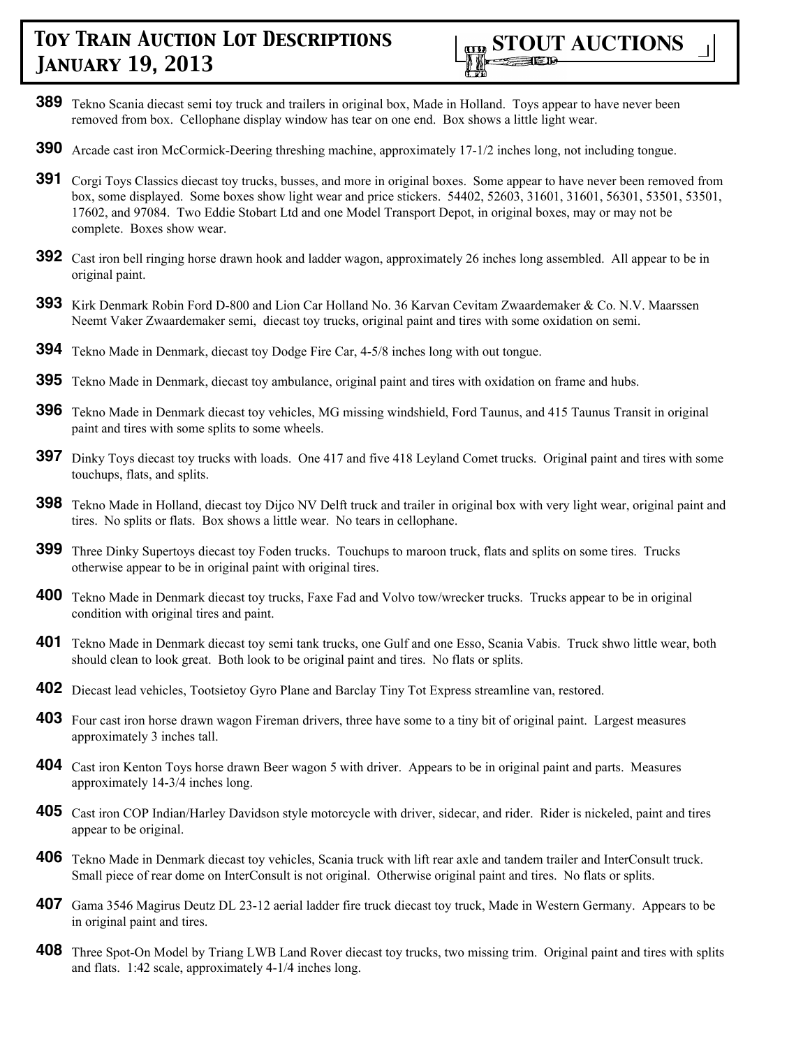**389** Tekno Scania diecast semi toy truck and trailers in original box, Made in Holland. Toys appear to have never been removed from box. Cellophane display window has tear on one end. Box shows a little light wear.

**390** Arcade cast iron McCormick-Deering threshing machine, approximately 17-1/2 inches long, not including tongue.

**391** Corgi Toys Classics diecast toy trucks, busses, and more in original boxes. Some appear to have never been removed from box, some displayed. Some boxes show light wear and price stickers. 54402, 52603, 31601, 31601, 56301, 53501, 53501, 17602, and 97084. Two Eddie Stobart Ltd and one Model Transport Depot, in original boxes, may or may not be complete. Boxes show wear.

**392** Cast iron bell ringing horse drawn hook and ladder wagon, approximately 26 inches long assembled. All appear to be in original paint.

**393** Kirk Denmark Robin Ford D-800 and Lion Car Holland No. 36 Karvan Cevitam Zwaardemaker & Co. N.V. Maarssen Neemt Vaker Zwaardemaker semi, diecast toy trucks, original paint and tires with some oxidation on semi.

**394** Tekno Made in Denmark, diecast toy Dodge Fire Car, 4-5/8 inches long with out tongue.

**395** Tekno Made in Denmark, diecast toy ambulance, original paint and tires with oxidation on frame and hubs.

**396** Tekno Made in Denmark diecast toy vehicles, MG missing windshield, Ford Taunus, and 415 Taunus Transit in original paint and tires with some splits to some wheels.

**397** Dinky Toys diecast toy trucks with loads. One 417 and five 418 Leyland Comet trucks. Original paint and tires with some touchups, flats, and splits.

**398** Tekno Made in Holland, diecast toy Dijco NV Delft truck and trailer in original box with very light wear, original paint and tires. No splits or flats. Box shows a little wear. No tears in cellophane.

**399** Three Dinky Supertoys diecast toy Foden trucks. Touchups to maroon truck, flats and splits on some tires. Trucks otherwise appear to be in original paint with original tires.

**400** Tekno Made in Denmark diecast toy trucks, Faxe Fad and Volvo tow/wrecker trucks. Trucks appear to be in original condition with original tires and paint.

**401** Tekno Made in Denmark diecast toy semi tank trucks, one Gulf and one Esso, Scania Vabis. Truck shwo little wear, both should clean to look great. Both look to be original paint and tires. No flats or splits.

**402** Diecast lead vehicles, Tootsietoy Gyro Plane and Barclay Tiny Tot Express streamline van, restored.

**403** Four cast iron horse drawn wagon Fireman drivers, three have some to a tiny bit of original paint. Largest measures approximately 3 inches tall.

**404** Cast iron Kenton Toys horse drawn Beer wagon 5 with driver. Appears to be in original paint and parts. Measures approximately 14-3/4 inches long.

**405** Cast iron COP Indian/Harley Davidson style motorcycle with driver, sidecar, and rider. Rider is nickeled, paint and tires appear to be original.

**406** Tekno Made in Denmark diecast toy vehicles, Scania truck with lift rear axle and tandem trailer and InterConsult truck. Small piece of rear dome on InterConsult is not original. Otherwise original paint and tires. No flats or splits.

**407** Gama 3546 Magirus Deutz DL 23-12 aerial ladder fire truck diecast toy truck, Made in Western Germany. Appears to be in original paint and tires.

**408** Three Spot-On Model by Triang LWB Land Rover diecast toy trucks, two missing trim. Original paint and tires with splits and flats. 1:42 scale, approximately 4-1/4 inches long.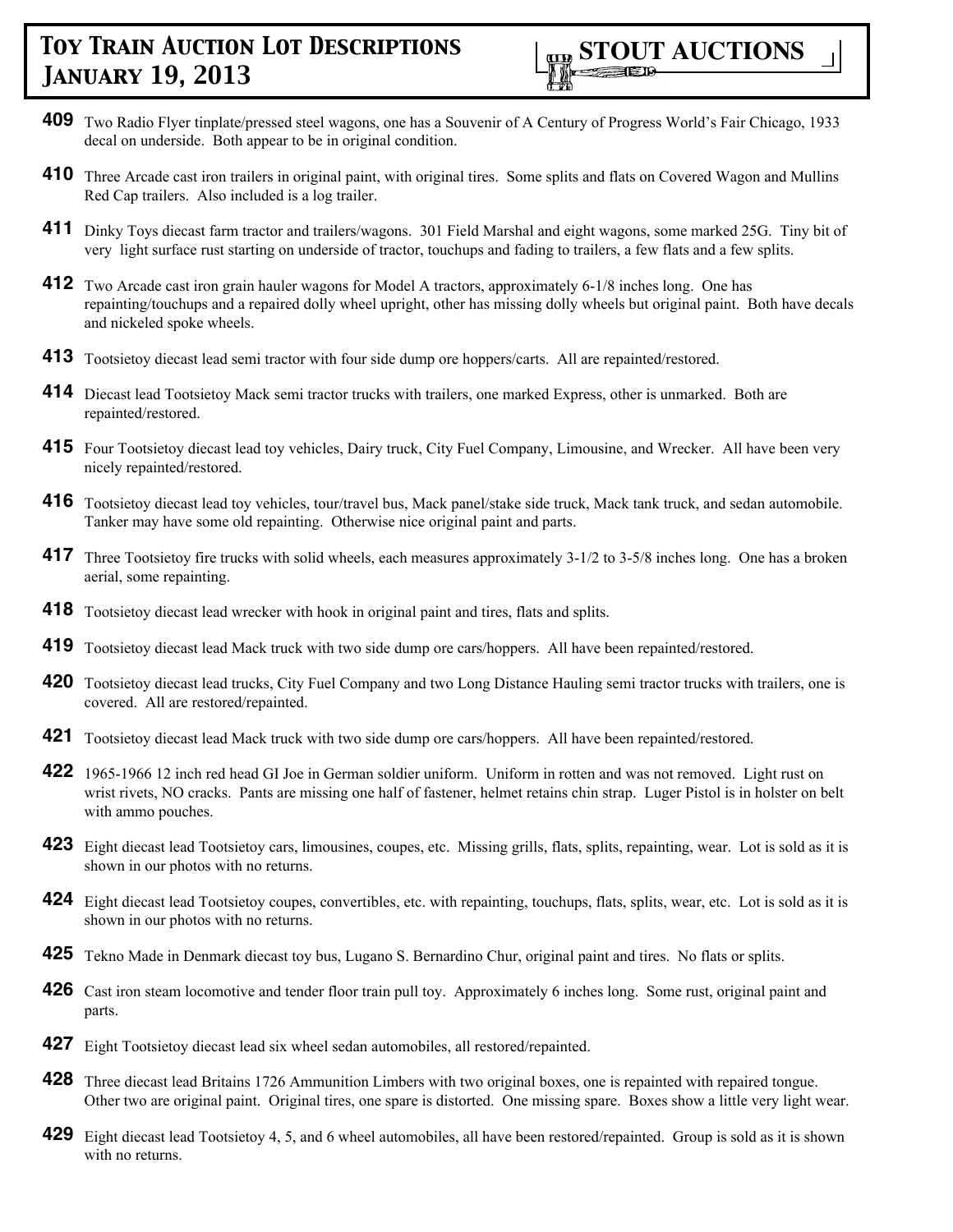**409** Two Radio Flyer tinplate/pressed steel wagons, one has a Souvenir of A Century of Progress World's Fair Chicago, 1933 decal on underside. Both appear to be in original condition.

**410** Three Arcade cast iron trailers in original paint, with original tires. Some splits and flats on Covered Wagon and Mullins Red Cap trailers. Also included is a log trailer.

**411** Dinky Toys diecast farm tractor and trailers/wagons. 301 Field Marshal and eight wagons, some marked 25G. Tiny bit of very light surface rust starting on underside of tractor, touchups and fading to trailers, a few flats and a few splits.

**412** Two Arcade cast iron grain hauler wagons for Model A tractors, approximately 6-1/8 inches long. One has repainting/touchups and a repaired dolly wheel upright, other has missing dolly wheels but original paint. Both have decals and nickeled spoke wheels.

**413** Tootsietoy diecast lead semi tractor with four side dump ore hoppers/carts. All are repainted/restored.

**414** Diecast lead Tootsietoy Mack semi tractor trucks with trailers, one marked Express, other is unmarked. Both are repainted/restored.

**415** Four Tootsietoy diecast lead toy vehicles, Dairy truck, City Fuel Company, Limousine, and Wrecker. All have been very nicely repainted/restored.

**416** Tootsietoy diecast lead toy vehicles, tour/travel bus, Mack panel/stake side truck, Mack tank truck, and sedan automobile. Tanker may have some old repainting. Otherwise nice original paint and parts.

**417** Three Tootsietoy fire trucks with solid wheels, each measures approximately 3-1/2 to 3-5/8 inches long. One has a broken aerial, some repainting.

**418** Tootsietoy diecast lead wrecker with hook in original paint and tires, flats and splits.

**419** Tootsietoy diecast lead Mack truck with two side dump ore cars/hoppers. All have been repainted/restored.

**420** Tootsietoy diecast lead trucks, City Fuel Company and two Long Distance Hauling semi tractor trucks with trailers, one is covered. All are restored/repainted.

**421** Tootsietoy diecast lead Mack truck with two side dump ore cars/hoppers. All have been repainted/restored.

**422** 1965-1966 12 inch red head GI Joe in German soldier uniform. Uniform in rotten and was not removed. Light rust on wrist rivets, NO cracks. Pants are missing one half of fastener, helmet retains chin strap. Luger Pistol is in holster on belt with ammo pouches.

**423** Eight diecast lead Tootsietoy cars, limousines, coupes, etc. Missing grills, flats, splits, repainting, wear. Lot is sold as it is shown in our photos with no returns.

**424** Eight diecast lead Tootsietoy coupes, convertibles, etc. with repainting, touchups, flats, splits, wear, etc. Lot is sold as it is shown in our photos with no returns.

**425** Tekno Made in Denmark diecast toy bus, Lugano S. Bernardino Chur, original paint and tires. No flats or splits.

**426** Cast iron steam locomotive and tender floor train pull toy. Approximately 6 inches long. Some rust, original paint and parts.

**427** Eight Tootsietoy diecast lead six wheel sedan automobiles, all restored/repainted.

**428** Three diecast lead Britains 1726 Ammunition Limbers with two original boxes, one is repainted with repaired tongue. Other two are original paint. Original tires, one spare is distorted. One missing spare. Boxes show a little very light wear.

**429** Eight diecast lead Tootsietoy 4, 5, and 6 wheel automobiles, all have been restored/repainted. Group is sold as it is shown with no returns.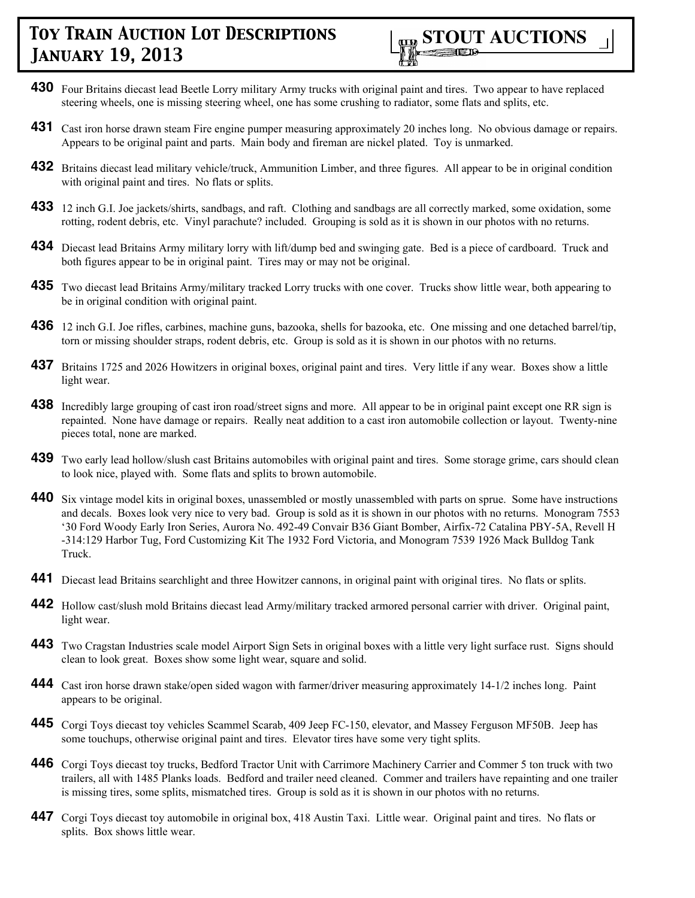**430** Four Britains diecast lead Beetle Lorry military Army trucks with original paint and tires. Two appear to have replaced steering wheels, one is missing steering wheel, one has some crushing to radiator, some flats and splits, etc.

**431** Cast iron horse drawn steam Fire engine pumper measuring approximately 20 inches long. No obvious damage or repairs. Appears to be original paint and parts. Main body and fireman are nickel plated. Toy is unmarked.

**432** Britains diecast lead military vehicle/truck, Ammunition Limber, and three figures. All appear to be in original condition with original paint and tires. No flats or splits.

**433** 12 inch G.I. Joe jackets/shirts, sandbags, and raft. Clothing and sandbags are all correctly marked, some oxidation, some rotting, rodent debris, etc. Vinyl parachute? included. Grouping is sold as it is shown in our photos with no returns.

**434** Diecast lead Britains Army military lorry with lift/dump bed and swinging gate. Bed is a piece of cardboard. Truck and both figures appear to be in original paint. Tires may or may not be original.

**435** Two diecast lead Britains Army/military tracked Lorry trucks with one cover. Trucks show little wear, both appearing to be in original condition with original paint.

**436** 12 inch G.I. Joe rifles, carbines, machine guns, bazooka, shells for bazooka, etc. One missing and one detached barrel/tip, torn or missing shoulder straps, rodent debris, etc. Group is sold as it is shown in our photos with no returns.

**437** Britains 1725 and 2026 Howitzers in original boxes, original paint and tires. Very little if any wear. Boxes show a little light wear.

**438** Incredibly large grouping of cast iron road/street signs and more. All appear to be in original paint except one RR sign is repainted. None have damage or repairs. Really neat addition to a cast iron automobile collection or layout. Twenty-nine pieces total, none are marked.

**439** Two early lead hollow/slush cast Britains automobiles with original paint and tires. Some storage grime, cars should clean to look nice, played with. Some flats and splits to brown automobile.

**440** Six vintage model kits in original boxes, unassembled or mostly unassembled with parts on sprue. Some have instructions and decals. Boxes look very nice to very bad. Group is sold as it is shown in our photos with no returns. Monogram 7553 '30 Ford Woody Early Iron Series, Aurora No. 492-49 Convair B36 Giant Bomber, Airfix-72 Catalina PBY-5A, Revell H -314:129 Harbor Tug, Ford Customizing Kit The 1932 Ford Victoria, and Monogram 7539 1926 Mack Bulldog Tank Truck.

**441** Diecast lead Britains searchlight and three Howitzer cannons, in original paint with original tires. No flats or splits.

**442** Hollow cast/slush mold Britains diecast lead Army/military tracked armored personal carrier with driver. Original paint, light wear.

**443** Two Cragstan Industries scale model Airport Sign Sets in original boxes with a little very light surface rust. Signs should clean to look great. Boxes show some light wear, square and solid.

**444** Cast iron horse drawn stake/open sided wagon with farmer/driver measuring approximately 14-1/2 inches long. Paint appears to be original.

**445** Corgi Toys diecast toy vehicles Scammel Scarab, 409 Jeep FC-150, elevator, and Massey Ferguson MF50B. Jeep has some touchups, otherwise original paint and tires. Elevator tires have some very tight splits.

**446** Corgi Toys diecast toy trucks, Bedford Tractor Unit with Carrimore Machinery Carrier and Commer 5 ton truck with two trailers, all with 1485 Planks loads. Bedford and trailer need cleaned. Commer and trailers have repainting and one trailer is missing tires, some splits, mismatched tires. Group is sold as it is shown in our photos with no returns.

**447** Corgi Toys diecast toy automobile in original box, 418 Austin Taxi. Little wear. Original paint and tires. No flats or splits. Box shows little wear.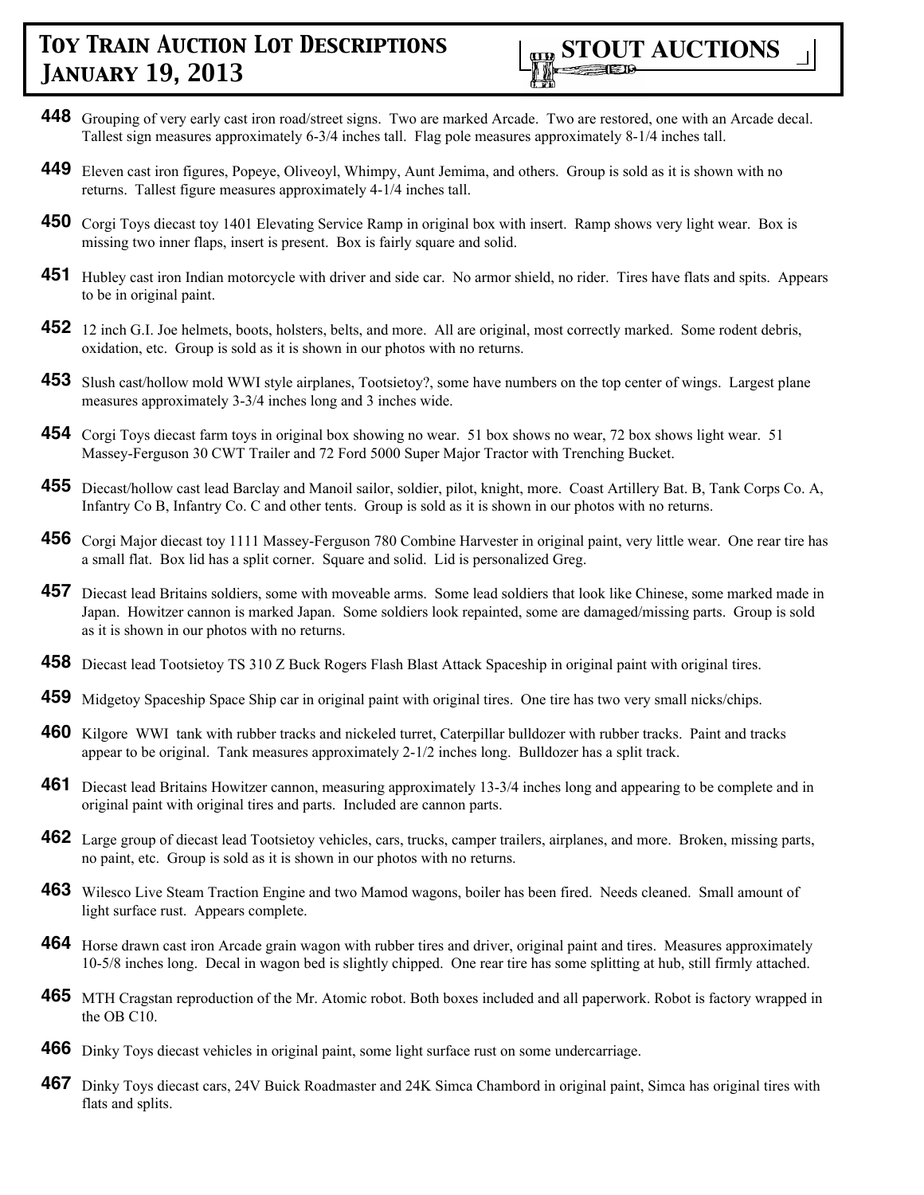**448** Grouping of very early cast iron road/street signs. Two are marked Arcade. Two are restored, one with an Arcade decal. Tallest sign measures approximately 6-3/4 inches tall. Flag pole measures approximately 8-1/4 inches tall.

**449** Eleven cast iron figures, Popeye, Oliveoyl, Whimpy, Aunt Jemima, and others. Group is sold as it is shown with no returns. Tallest figure measures approximately 4-1/4 inches tall.

**450** Corgi Toys diecast toy 1401 Elevating Service Ramp in original box with insert. Ramp shows very light wear. Box is missing two inner flaps, insert is present. Box is fairly square and solid.

**451** Hubley cast iron Indian motorcycle with driver and side car. No armor shield, no rider. Tires have flats and spits. Appears to be in original paint.

**452** 12 inch G.I. Joe helmets, boots, holsters, belts, and more. All are original, most correctly marked. Some rodent debris, oxidation, etc. Group is sold as it is shown in our photos with no returns.

**453** Slush cast/hollow mold WWI style airplanes, Tootsietoy?, some have numbers on the top center of wings. Largest plane measures approximately 3-3/4 inches long and 3 inches wide.

**454** Corgi Toys diecast farm toys in original box showing no wear. 51 box shows no wear, 72 box shows light wear. 51 Massey-Ferguson 30 CWT Trailer and 72 Ford 5000 Super Major Tractor with Trenching Bucket.

**455** Diecast/hollow cast lead Barclay and Manoil sailor, soldier, pilot, knight, more. Coast Artillery Bat. B, Tank Corps Co. A, Infantry Co B, Infantry Co. C and other tents. Group is sold as it is shown in our photos with no returns.

**456** Corgi Major diecast toy 1111 Massey-Ferguson 780 Combine Harvester in original paint, very little wear. One rear tire has a small flat. Box lid has a split corner. Square and solid. Lid is personalized Greg.

**457** Diecast lead Britains soldiers, some with moveable arms. Some lead soldiers that look like Chinese, some marked made in Japan. Howitzer cannon is marked Japan. Some soldiers look repainted, some are damaged/missing parts. Group is sold as it is shown in our photos with no returns.

**458** Diecast lead Tootsietoy TS 310 Z Buck Rogers Flash Blast Attack Spaceship in original paint with original tires.

**459** Midgetoy Spaceship Space Ship car in original paint with original tires. One tire has two very small nicks/chips.

**460** Kilgore WWI tank with rubber tracks and nickeled turret, Caterpillar bulldozer with rubber tracks. Paint and tracks appear to be original. Tank measures approximately 2-1/2 inches long. Bulldozer has a split track.

**461** Diecast lead Britains Howitzer cannon, measuring approximately 13-3/4 inches long and appearing to be complete and in original paint with original tires and parts. Included are cannon parts.

**462** Large group of diecast lead Tootsietoy vehicles, cars, trucks, camper trailers, airplanes, and more. Broken, missing parts, no paint, etc. Group is sold as it is shown in our photos with no returns.

**463** Wilesco Live Steam Traction Engine and two Mamod wagons, boiler has been fired. Needs cleaned. Small amount of light surface rust. Appears complete.

**464** Horse drawn cast iron Arcade grain wagon with rubber tires and driver, original paint and tires. Measures approximately 10-5/8 inches long. Decal in wagon bed is slightly chipped. One rear tire has some splitting at hub, still firmly attached.

**465** MTH Cragstan reproduction of the Mr. Atomic robot. Both boxes included and all paperwork. Robot is factory wrapped in the OB C10.

**466** Dinky Toys diecast vehicles in original paint, some light surface rust on some undercarriage.

**467** Dinky Toys diecast cars, 24V Buick Roadmaster and 24K Simca Chambord in original paint, Simca has original tires with flats and splits.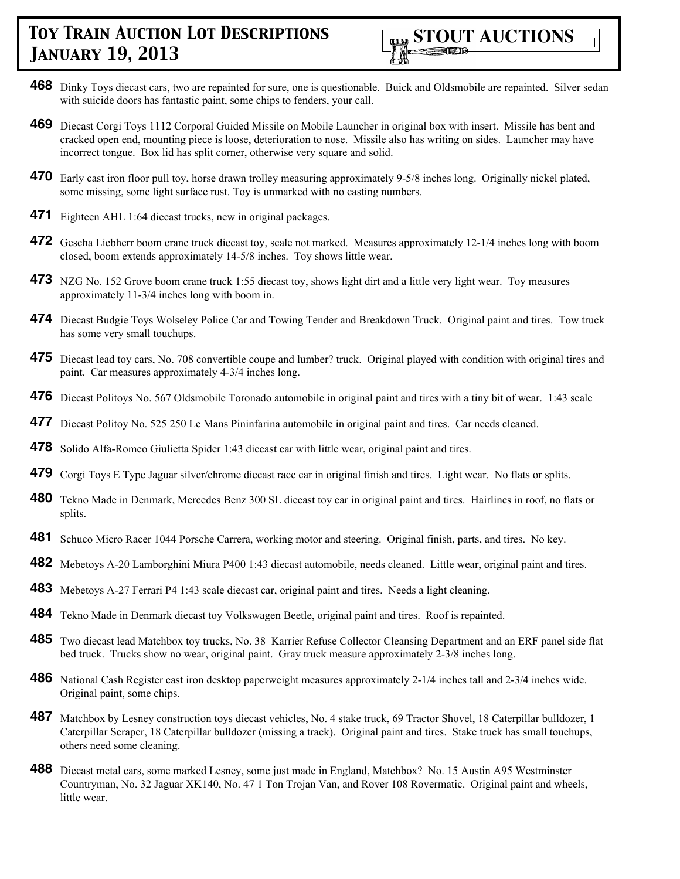**468** Dinky Toys diecast cars, two are repainted for sure, one is questionable. Buick and Oldsmobile are repainted. Silver sedan with suicide doors has fantastic paint, some chips to fenders, your call.

**469** Diecast Corgi Toys 1112 Corporal Guided Missile on Mobile Launcher in original box with insert. Missile has bent and cracked open end, mounting piece is loose, deterioration to nose. Missile also has writing on sides. Launcher may have incorrect tongue. Box lid has split corner, otherwise very square and solid.

**470** Early cast iron floor pull toy, horse drawn trolley measuring approximately 9-5/8 inches long. Originally nickel plated, some missing, some light surface rust. Toy is unmarked with no casting numbers.

**471** Eighteen AHL 1:64 diecast trucks, new in original packages.

**472** Gescha Liebherr boom crane truck diecast toy, scale not marked. Measures approximately 12-1/4 inches long with boom closed, boom extends approximately 14-5/8 inches. Toy shows little wear.

**473** NZG No. 152 Grove boom crane truck 1:55 diecast toy, shows light dirt and a little very light wear. Toy measures approximately 11-3/4 inches long with boom in.

**474** Diecast Budgie Toys Wolseley Police Car and Towing Tender and Breakdown Truck. Original paint and tires. Tow truck has some very small touchups.

**475** Diecast lead toy cars, No. 708 convertible coupe and lumber? truck. Original played with condition with original tires and paint. Car measures approximately 4-3/4 inches long.

**476** Diecast Politoys No. 567 Oldsmobile Toronado automobile in original paint and tires with a tiny bit of wear. 1:43 scale

**477** Diecast Politoy No. 525 250 Le Mans Pininfarina automobile in original paint and tires. Car needs cleaned.

**478** Solido Alfa-Romeo Giulietta Spider 1:43 diecast car with little wear, original paint and tires.

**479** Corgi Toys E Type Jaguar silver/chrome diecast race car in original finish and tires. Light wear. No flats or splits.

**480** Tekno Made in Denmark, Mercedes Benz 300 SL diecast toy car in original paint and tires. Hairlines in roof, no flats or splits.

**481** Schuco Micro Racer 1044 Porsche Carrera, working motor and steering. Original finish, parts, and tires. No key.

**482** Mebetoys A-20 Lamborghini Miura P400 1:43 diecast automobile, needs cleaned. Little wear, original paint and tires.

**483** Mebetoys A-27 Ferrari P4 1:43 scale diecast car, original paint and tires. Needs a light cleaning.

**484** Tekno Made in Denmark diecast toy Volkswagen Beetle, original paint and tires. Roof is repainted.

**485** Two diecast lead Matchbox toy trucks, No. 38 Karrier Refuse Collector Cleansing Department and an ERF panel side flat bed truck. Trucks show no wear, original paint. Gray truck measure approximately 2-3/8 inches long.

**486** National Cash Register cast iron desktop paperweight measures approximately 2-1/4 inches tall and 2-3/4 inches wide. Original paint, some chips.

**487** Matchbox by Lesney construction toys diecast vehicles, No. 4 stake truck, 69 Tractor Shovel, 18 Caterpillar bulldozer, 1 Caterpillar Scraper, 18 Caterpillar bulldozer (missing a track). Original paint and tires. Stake truck has small touchups, others need some cleaning.

**488** Diecast metal cars, some marked Lesney, some just made in England, Matchbox? No. 15 Austin A95 Westminster Countryman, No. 32 Jaguar XK140, No. 47 1 Ton Trojan Van, and Rover 108 Rovermatic. Original paint and wheels, little wear.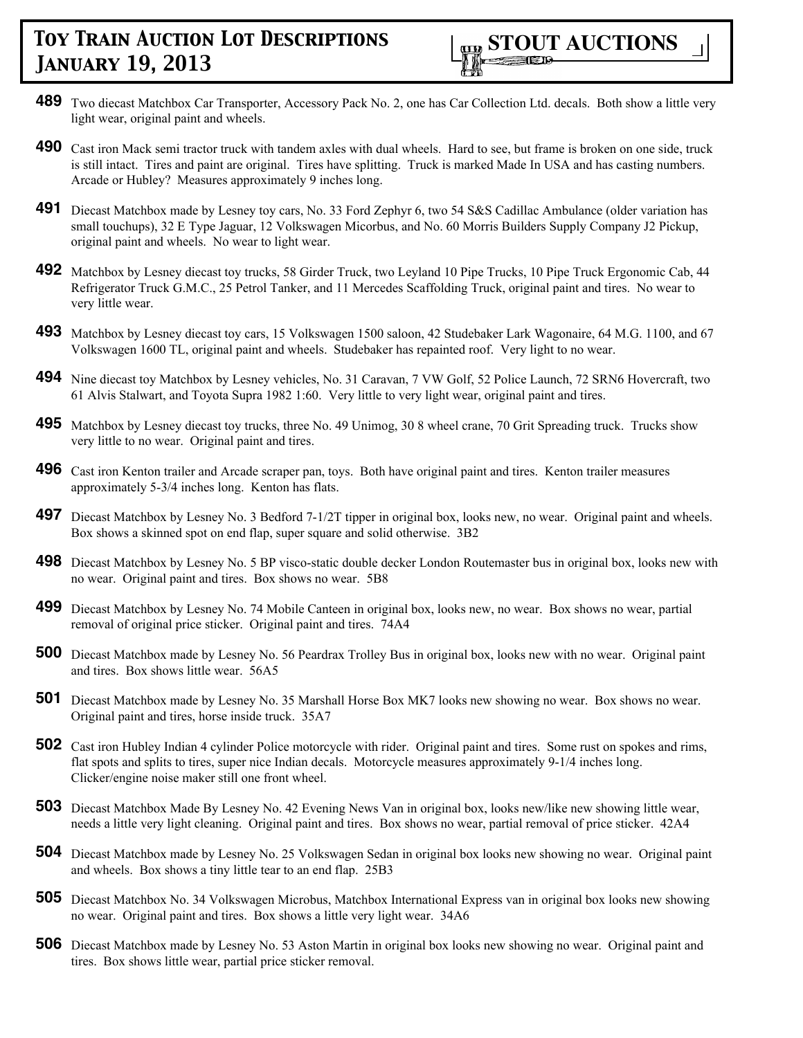**489** Two diecast Matchbox Car Transporter, Accessory Pack No. 2, one has Car Collection Ltd. decals. Both show a little very light wear, original paint and wheels.

**490** Cast iron Mack semi tractor truck with tandem axles with dual wheels. Hard to see, but frame is broken on one side, truck is still intact. Tires and paint are original. Tires have splitting. Truck is marked Made In USA and has casting numbers. Arcade or Hubley? Measures approximately 9 inches long.

**491** Diecast Matchbox made by Lesney toy cars, No. 33 Ford Zephyr 6, two 54 S&S Cadillac Ambulance (older variation has small touchups), 32 E Type Jaguar, 12 Volkswagen Micorbus, and No. 60 Morris Builders Supply Company J2 Pickup, original paint and wheels. No wear to light wear.

**492** Matchbox by Lesney diecast toy trucks, 58 Girder Truck, two Leyland 10 Pipe Trucks, 10 Pipe Truck Ergonomic Cab, 44 Refrigerator Truck G.M.C., 25 Petrol Tanker, and 11 Mercedes Scaffolding Truck, original paint and tires. No wear to very little wear.

**493** Matchbox by Lesney diecast toy cars, 15 Volkswagen 1500 saloon, 42 Studebaker Lark Wagonaire, 64 M.G. 1100, and 67 Volkswagen 1600 TL, original paint and wheels. Studebaker has repainted roof. Very light to no wear.

**494** Nine diecast toy Matchbox by Lesney vehicles, No. 31 Caravan, 7 VW Golf, 52 Police Launch, 72 SRN6 Hovercraft, two 61 Alvis Stalwart, and Toyota Supra 1982 1:60. Very little to very light wear, original paint and tires.

**495** Matchbox by Lesney diecast toy trucks, three No. 49 Unimog, 30 8 wheel crane, 70 Grit Spreading truck. Trucks show very little to no wear. Original paint and tires.

**496** Cast iron Kenton trailer and Arcade scraper pan, toys. Both have original paint and tires. Kenton trailer measures approximately 5-3/4 inches long. Kenton has flats.

**497** Diecast Matchbox by Lesney No. 3 Bedford 7-1/2T tipper in original box, looks new, no wear. Original paint and wheels. Box shows a skinned spot on end flap, super square and solid otherwise. 3B2

**498** Diecast Matchbox by Lesney No. 5 BP visco-static double decker London Routemaster bus in original box, looks new with no wear. Original paint and tires. Box shows no wear. 5B8

**499** Diecast Matchbox by Lesney No. 74 Mobile Canteen in original box, looks new, no wear. Box shows no wear, partial removal of original price sticker. Original paint and tires. 74A4

**500** Diecast Matchbox made by Lesney No. 56 Peardrax Trolley Bus in original box, looks new with no wear. Original paint and tires. Box shows little wear. 56A5

**501** Diecast Matchbox made by Lesney No. 35 Marshall Horse Box MK7 looks new showing no wear. Box shows no wear. Original paint and tires, horse inside truck. 35A7

**502** Cast iron Hubley Indian 4 cylinder Police motorcycle with rider. Original paint and tires. Some rust on spokes and rims, flat spots and splits to tires, super nice Indian decals. Motorcycle measures approximately 9-1/4 inches long. Clicker/engine noise maker still one front wheel.

**503** Diecast Matchbox Made By Lesney No. 42 Evening News Van in original box, looks new/like new showing little wear, needs a little very light cleaning. Original paint and tires. Box shows no wear, partial removal of price sticker. 42A4

**504** Diecast Matchbox made by Lesney No. 25 Volkswagen Sedan in original box looks new showing no wear. Original paint and wheels. Box shows a tiny little tear to an end flap. 25B3

**505** Diecast Matchbox No. 34 Volkswagen Microbus, Matchbox International Express van in original box looks new showing no wear. Original paint and tires. Box shows a little very light wear. 34A6

**506** Diecast Matchbox made by Lesney No. 53 Aston Martin in original box looks new showing no wear. Original paint and tires. Box shows little wear, partial price sticker removal.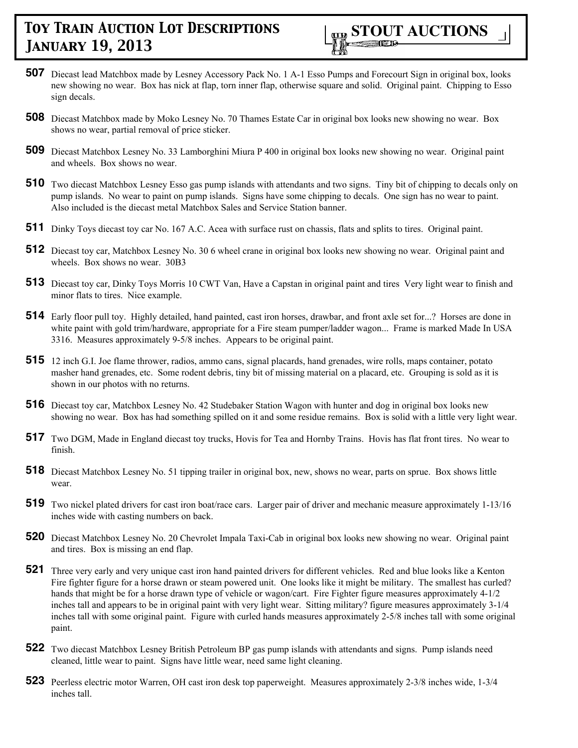**507** Diecast lead Matchbox made by Lesney Accessory Pack No. 1 A-1 Esso Pumps and Forecourt Sign in original box, looks new showing no wear. Box has nick at flap, torn inner flap, otherwise square and solid. Original paint. Chipping to Esso sign decals.

**508** Diecast Matchbox made by Moko Lesney No. 70 Thames Estate Car in original box looks new showing no wear. Box shows no wear, partial removal of price sticker.

**509** Diecast Matchbox Lesney No. 33 Lamborghini Miura P 400 in original box looks new showing no wear. Original paint and wheels. Box shows no wear.

**510** Two diecast Matchbox Lesney Esso gas pump islands with attendants and two signs. Tiny bit of chipping to decals only on pump islands. No wear to paint on pump islands. Signs have some chipping to decals. One sign has no wear to paint. Also included is the diecast metal Matchbox Sales and Service Station banner.

**511** Dinky Toys diecast toy car No. 167 A.C. Acea with surface rust on chassis, flats and splits to tires. Original paint.

**512** Diecast toy car, Matchbox Lesney No. 30 6 wheel crane in original box looks new showing no wear. Original paint and wheels. Box shows no wear. 30B3

**513** Diecast toy car, Dinky Toys Morris 10 CWT Van, Have a Capstan in original paint and tires Very light wear to finish and minor flats to tires. Nice example.

**514** Early floor pull toy. Highly detailed, hand painted, cast iron horses, drawbar, and front axle set for...? Horses are done in white paint with gold trim/hardware, appropriate for a Fire steam pumper/ladder wagon... Frame is marked Made In USA 3316. Measures approximately 9-5/8 inches. Appears to be original paint.

**515** 12 inch G.I. Joe flame thrower, radios, ammo cans, signal placards, hand grenades, wire rolls, maps container, potato masher hand grenades, etc. Some rodent debris, tiny bit of missing material on a placard, etc. Grouping is sold as it is shown in our photos with no returns.

**516** Diecast toy car, Matchbox Lesney No. 42 Studebaker Station Wagon with hunter and dog in original box looks new showing no wear. Box has had something spilled on it and some residue remains. Box is solid with a little very light wear.

**517** Two DGM, Made in England diecast toy trucks, Hovis for Tea and Hornby Trains. Hovis has flat front tires. No wear to finish.

**518** Diecast Matchbox Lesney No. 51 tipping trailer in original box, new, shows no wear, parts on sprue. Box shows little wear.

**519** Two nickel plated drivers for cast iron boat/race cars. Larger pair of driver and mechanic measure approximately 1-13/16 inches wide with casting numbers on back.

**520** Diecast Matchbox Lesney No. 20 Chevrolet Impala Taxi-Cab in original box looks new showing no wear. Original paint and tires. Box is missing an end flap.

**521** Three very early and very unique cast iron hand painted drivers for different vehicles. Red and blue looks like a Kenton Fire fighter figure for a horse drawn or steam powered unit. One looks like it might be military. The smallest has curled? hands that might be for a horse drawn type of vehicle or wagon/cart. Fire Fighter figure measures approximately 4-1/2 inches tall and appears to be in original paint with very light wear. Sitting military? figure measures approximately 3-1/4 inches tall with some original paint. Figure with curled hands measures approximately 2-5/8 inches tall with some original paint.

**522** Two diecast Matchbox Lesney British Petroleum BP gas pump islands with attendants and signs. Pump islands need cleaned, little wear to paint. Signs have little wear, need same light cleaning.

**523** Peerless electric motor Warren, OH cast iron desk top paperweight. Measures approximately 2-3/8 inches wide, 1-3/4 inches tall.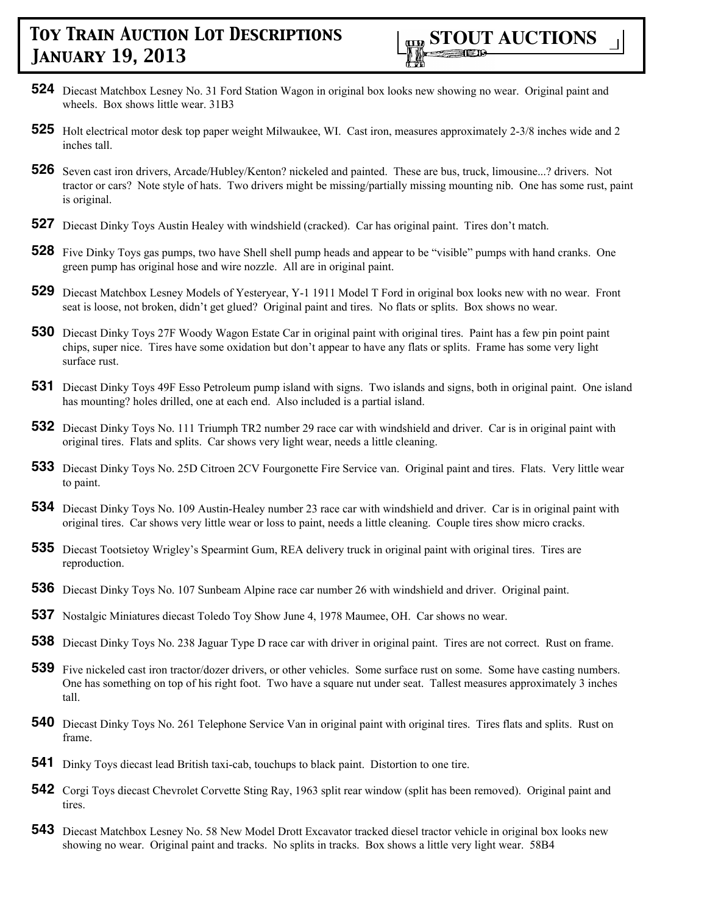**524** Diecast Matchbox Lesney No. 31 Ford Station Wagon in original box looks new showing no wear. Original paint and wheels. Box shows little wear. 31B3

**525** Holt electrical motor desk top paper weight Milwaukee, WI. Cast iron, measures approximately 2-3/8 inches wide and 2 inches tall.

**526** Seven cast iron drivers, Arcade/Hubley/Kenton? nickeled and painted. These are bus, truck, limousine...? drivers. Not tractor or cars? Note style of hats. Two drivers might be missing/partially missing mounting nib. One has some rust, paint is original.

**527** Diecast Dinky Toys Austin Healey with windshield (cracked). Car has original paint. Tires don't match.

**528** Five Dinky Toys gas pumps, two have Shell shell pump heads and appear to be "visible" pumps with hand cranks. One green pump has original hose and wire nozzle. All are in original paint.

**529** Diecast Matchbox Lesney Models of Yesteryear, Y-1 1911 Model T Ford in original box looks new with no wear. Front seat is loose, not broken, didn't get glued? Original paint and tires. No flats or splits. Box shows no wear.

**530** Diecast Dinky Toys 27F Woody Wagon Estate Car in original paint with original tires. Paint has a few pin point paint chips, super nice. Tires have some oxidation but don't appear to have any flats or splits. Frame has some very light surface rust.

**531** Diecast Dinky Toys 49F Esso Petroleum pump island with signs. Two islands and signs, both in original paint. One island has mounting? holes drilled, one at each end. Also included is a partial island.

**532** Diecast Dinky Toys No. 111 Triumph TR2 number 29 race car with windshield and driver. Car is in original paint with original tires. Flats and splits. Car shows very light wear, needs a little cleaning.

**533** Diecast Dinky Toys No. 25D Citroen 2CV Fourgonette Fire Service van. Original paint and tires. Flats. Very little wear to paint.

**534** Diecast Dinky Toys No. 109 Austin-Healey number 23 race car with windshield and driver. Car is in original paint with original tires. Car shows very little wear or loss to paint, needs a little cleaning. Couple tires show micro cracks.

**535** Diecast Tootsietoy Wrigley's Spearmint Gum, REA delivery truck in original paint with original tires. Tires are reproduction.

**536** Diecast Dinky Toys No. 107 Sunbeam Alpine race car number 26 with windshield and driver. Original paint.

**537** Nostalgic Miniatures diecast Toledo Toy Show June 4, 1978 Maumee, OH. Car shows no wear.

**538** Diecast Dinky Toys No. 238 Jaguar Type D race car with driver in original paint. Tires are not correct. Rust on frame.

**539** Five nickeled cast iron tractor/dozer drivers, or other vehicles. Some surface rust on some. Some have casting numbers. One has something on top of his right foot. Two have a square nut under seat. Tallest measures approximately 3 inches tall.

**540** Diecast Dinky Toys No. 261 Telephone Service Van in original paint with original tires. Tires flats and splits. Rust on frame.

**541** Dinky Toys diecast lead British taxi-cab, touchups to black paint. Distortion to one tire.

**542** Corgi Toys diecast Chevrolet Corvette Sting Ray, 1963 split rear window (split has been removed). Original paint and tires.

**543** Diecast Matchbox Lesney No. 58 New Model Drott Excavator tracked diesel tractor vehicle in original box looks new showing no wear. Original paint and tracks. No splits in tracks. Box shows a little very light wear. 58B4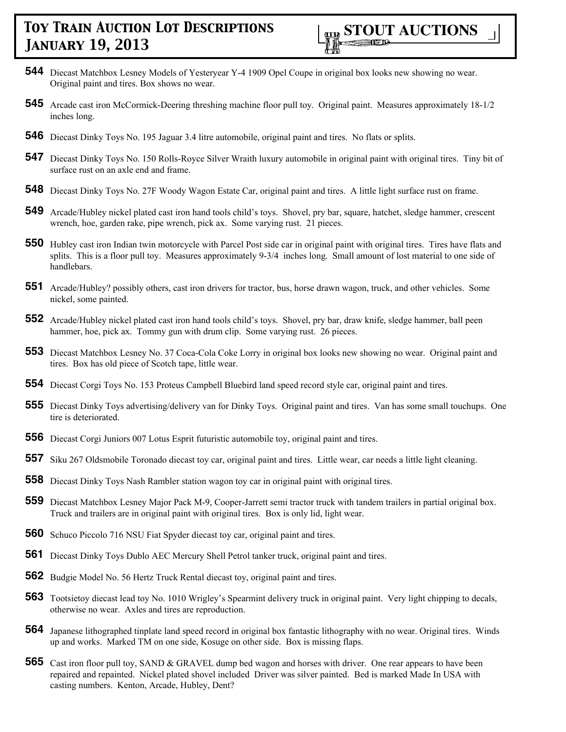**544** Diecast Matchbox Lesney Models of Yesteryear Y-4 1909 Opel Coupe in original box looks new showing no wear. Original paint and tires. Box shows no wear.

**545** Arcade cast iron McCormick-Deering threshing machine floor pull toy. Original paint. Measures approximately 18-1/2 inches long.

**546** Diecast Dinky Toys No. 195 Jaguar 3.4 litre automobile, original paint and tires. No flats or splits.

**547** Diecast Dinky Toys No. 150 Rolls-Royce Silver Wraith luxury automobile in original paint with original tires. Tiny bit of surface rust on an axle end and frame.

**548** Diecast Dinky Toys No. 27F Woody Wagon Estate Car, original paint and tires. A little light surface rust on frame.

**549** Arcade/Hubley nickel plated cast iron hand tools child's toys. Shovel, pry bar, square, hatchet, sledge hammer, crescent wrench, hoe, garden rake, pipe wrench, pick ax. Some varying rust. 21 pieces.

**550** Hubley cast iron Indian twin motorcycle with Parcel Post side car in original paint with original tires. Tires have flats and splits. This is a floor pull toy. Measures approximately 9-3/4 inches long. Small amount of lost material to one side of handlebars.

**551** Arcade/Hubley? possibly others, cast iron drivers for tractor, bus, horse drawn wagon, truck, and other vehicles. Some nickel, some painted.

**552** Arcade/Hubley nickel plated cast iron hand tools child's toys. Shovel, pry bar, draw knife, sledge hammer, ball peen hammer, hoe, pick ax. Tommy gun with drum clip. Some varying rust. 26 pieces.

**553** Diecast Matchbox Lesney No. 37 Coca-Cola Coke Lorry in original box looks new showing no wear. Original paint and tires. Box has old piece of Scotch tape, little wear.

**554** Diecast Corgi Toys No. 153 Proteus Campbell Bluebird land speed record style car, original paint and tires.

**555** Diecast Dinky Toys advertising/delivery van for Dinky Toys. Original paint and tires. Van has some small touchups. One tire is deteriorated.

**556** Diecast Corgi Juniors 007 Lotus Esprit futuristic automobile toy, original paint and tires.

**557** Siku 267 Oldsmobile Toronado diecast toy car, original paint and tires. Little wear, car needs a little light cleaning.

**558** Diecast Dinky Toys Nash Rambler station wagon toy car in original paint with original tires.

**559** Diecast Matchbox Lesney Major Pack M-9, Cooper-Jarrett semi tractor truck with tandem trailers in partial original box. Truck and trailers are in original paint with original tires. Box is only lid, light wear.

**560** Schuco Piccolo 716 NSU Fiat Spyder diecast toy car, original paint and tires.

**561** Diecast Dinky Toys Dublo AEC Mercury Shell Petrol tanker truck, original paint and tires.

**562** Budgie Model No. 56 Hertz Truck Rental diecast toy, original paint and tires.

**563** Tootsietoy diecast lead toy No. 1010 Wrigley's Spearmint delivery truck in original paint. Very light chipping to decals, otherwise no wear. Axles and tires are reproduction.

**564** Japanese lithographed tinplate land speed record in original box fantastic lithography with no wear. Original tires. Winds up and works. Marked TM on one side, Kosuge on other side. Box is missing flaps.

**565** Cast iron floor pull toy, SAND & GRAVEL dump bed wagon and horses with driver. One rear appears to have been repaired and repainted. Nickel plated shovel included Driver was silver painted. Bed is marked Made In USA with casting numbers. Kenton, Arcade, Hubley, Dent?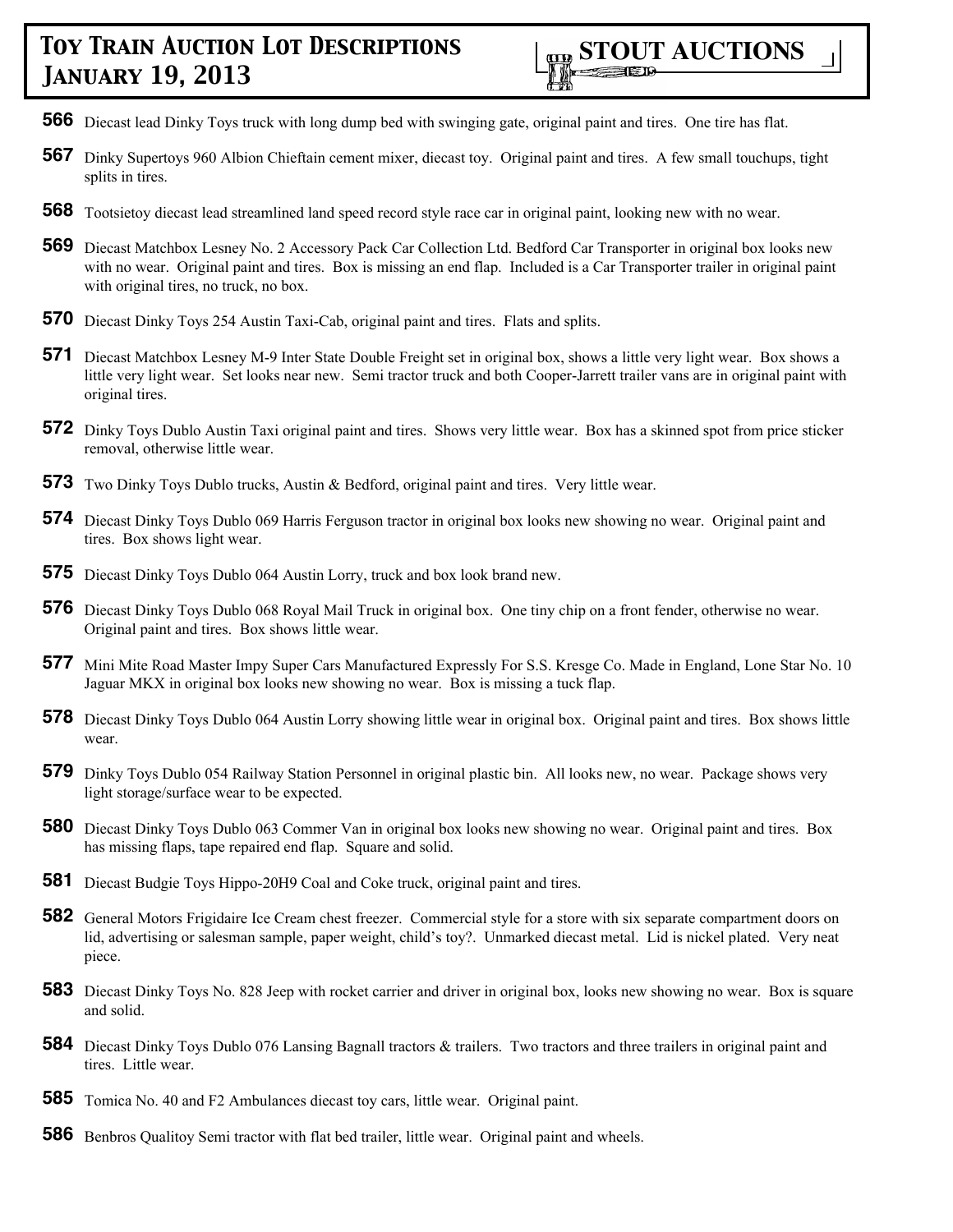**566** Diecast lead Dinky Toys truck with long dump bed with swinging gate, original paint and tires. One tire has flat.

**567** Dinky Supertoys 960 Albion Chieftain cement mixer, diecast toy. Original paint and tires. A few small touchups, tight splits in tires.

**568** Tootsietoy diecast lead streamlined land speed record style race car in original paint, looking new with no wear.

**569** Diecast Matchbox Lesney No. 2 Accessory Pack Car Collection Ltd. Bedford Car Transporter in original box looks new with no wear. Original paint and tires. Box is missing an end flap. Included is a Car Transporter trailer in original paint with original tires, no truck, no box.

**570** Diecast Dinky Toys 254 Austin Taxi-Cab, original paint and tires. Flats and splits.

**571** Diecast Matchbox Lesney M-9 Inter State Double Freight set in original box, shows a little very light wear. Box shows a little very light wear. Set looks near new. Semi tractor truck and both Cooper-Jarrett trailer vans are in original paint with original tires.

**572** Dinky Toys Dublo Austin Taxi original paint and tires. Shows very little wear. Box has a skinned spot from price sticker removal, otherwise little wear.

**573** Two Dinky Toys Dublo trucks, Austin & Bedford, original paint and tires. Very little wear.

**574** Diecast Dinky Toys Dublo 069 Harris Ferguson tractor in original box looks new showing no wear. Original paint and tires. Box shows light wear.

**575** Diecast Dinky Toys Dublo 064 Austin Lorry, truck and box look brand new.

**576** Diecast Dinky Toys Dublo 068 Royal Mail Truck in original box. One tiny chip on a front fender, otherwise no wear. Original paint and tires. Box shows little wear.

**577** Mini Mite Road Master Impy Super Cars Manufactured Expressly For S.S. Kresge Co. Made in England, Lone Star No. 10 Jaguar MKX in original box looks new showing no wear. Box is missing a tuck flap.

**578** Diecast Dinky Toys Dublo 064 Austin Lorry showing little wear in original box. Original paint and tires. Box shows little wear.

**579** Dinky Toys Dublo 054 Railway Station Personnel in original plastic bin. All looks new, no wear. Package shows very light storage/surface wear to be expected.

**580** Diecast Dinky Toys Dublo 063 Commer Van in original box looks new showing no wear. Original paint and tires. Box has missing flaps, tape repaired end flap. Square and solid.

**581** Diecast Budgie Toys Hippo-20H9 Coal and Coke truck, original paint and tires.

**582** General Motors Frigidaire Ice Cream chest freezer. Commercial style for a store with six separate compartment doors on lid, advertising or salesman sample, paper weight, child's toy?. Unmarked diecast metal. Lid is nickel plated. Very neat piece.

**583** Diecast Dinky Toys No. 828 Jeep with rocket carrier and driver in original box, looks new showing no wear. Box is square and solid.

**584** Diecast Dinky Toys Dublo 076 Lansing Bagnall tractors & trailers. Two tractors and three trailers in original paint and tires. Little wear.

**585** Tomica No. 40 and F2 Ambulances diecast toy cars, little wear. Original paint.

**586** Benbros Qualitoy Semi tractor with flat bed trailer, little wear. Original paint and wheels.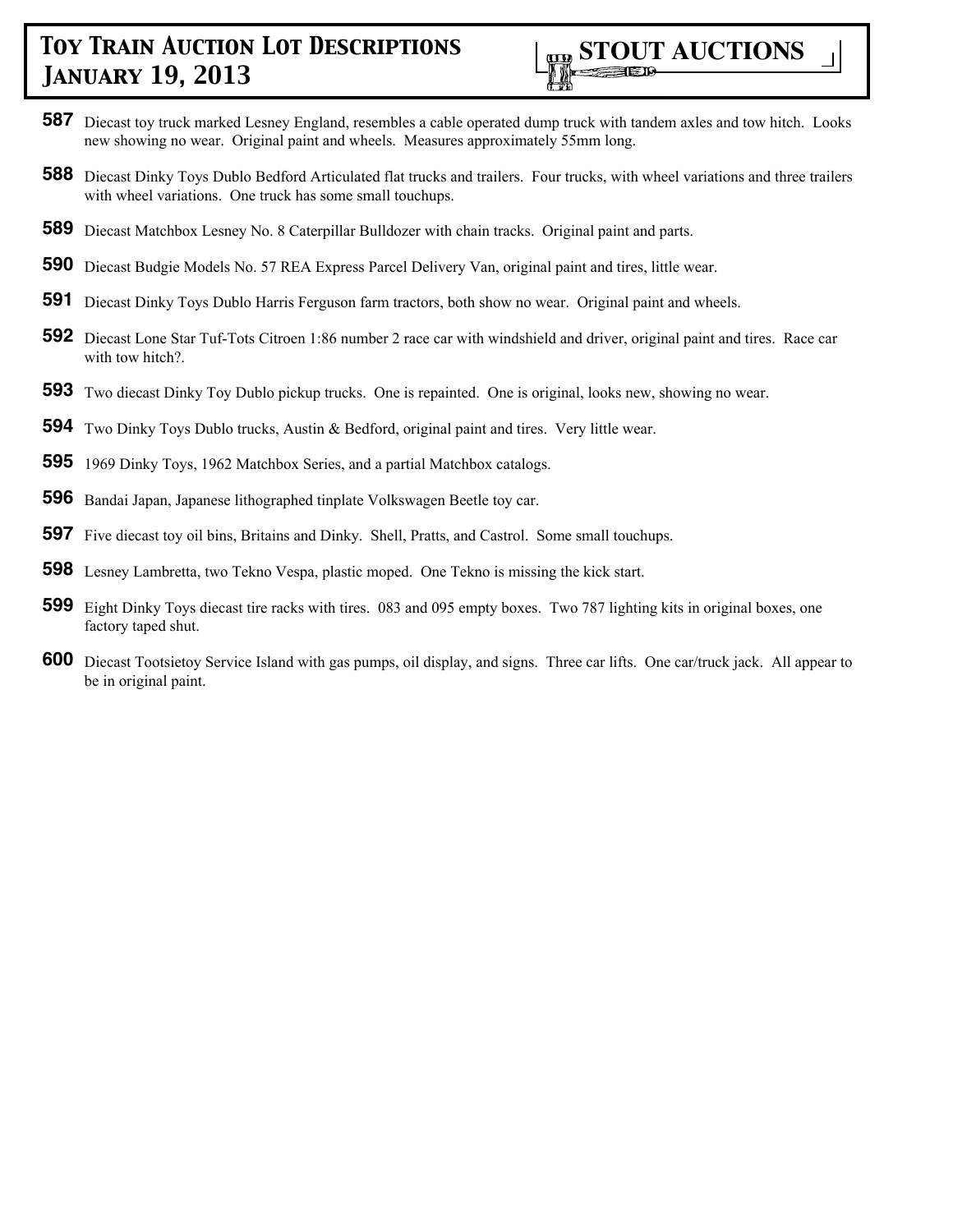**587** Diecast toy truck marked Lesney England, resembles a cable operated dump truck with tandem axles and tow hitch. Looks new showing no wear. Original paint and wheels. Measures approximately 55mm long.

**588** Diecast Dinky Toys Dublo Bedford Articulated flat trucks and trailers. Four trucks, with wheel variations and three trailers with wheel variations. One truck has some small touchups.

**589** Diecast Matchbox Lesney No. 8 Caterpillar Bulldozer with chain tracks. Original paint and parts.

**590** Diecast Budgie Models No. 57 REA Express Parcel Delivery Van, original paint and tires, little wear.

**591** Diecast Dinky Toys Dublo Harris Ferguson farm tractors, both show no wear. Original paint and wheels.

**592** Diecast Lone Star Tuf-Tots Citroen 1:86 number 2 race car with windshield and driver, original paint and tires. Race car with tow hitch?.

**593** Two diecast Dinky Toy Dublo pickup trucks. One is repainted. One is original, looks new, showing no wear.

**594** Two Dinky Toys Dublo trucks, Austin & Bedford, original paint and tires. Very little wear.

**595** 1969 Dinky Toys, 1962 Matchbox Series, and a partial Matchbox catalogs.

**596** Bandai Japan, Japanese lithographed tinplate Volkswagen Beetle toy car.

**597** Five diecast toy oil bins, Britains and Dinky. Shell, Pratts, and Castrol. Some small touchups.

**598** Lesney Lambretta, two Tekno Vespa, plastic moped. One Tekno is missing the kick start.

**599** Eight Dinky Toys diecast tire racks with tires. 083 and 095 empty boxes. Two 787 lighting kits in original boxes, one factory taped shut.

**600** Diecast Tootsietoy Service Island with gas pumps, oil display, and signs. Three car lifts. One car/truck jack. All appear to be in original paint.